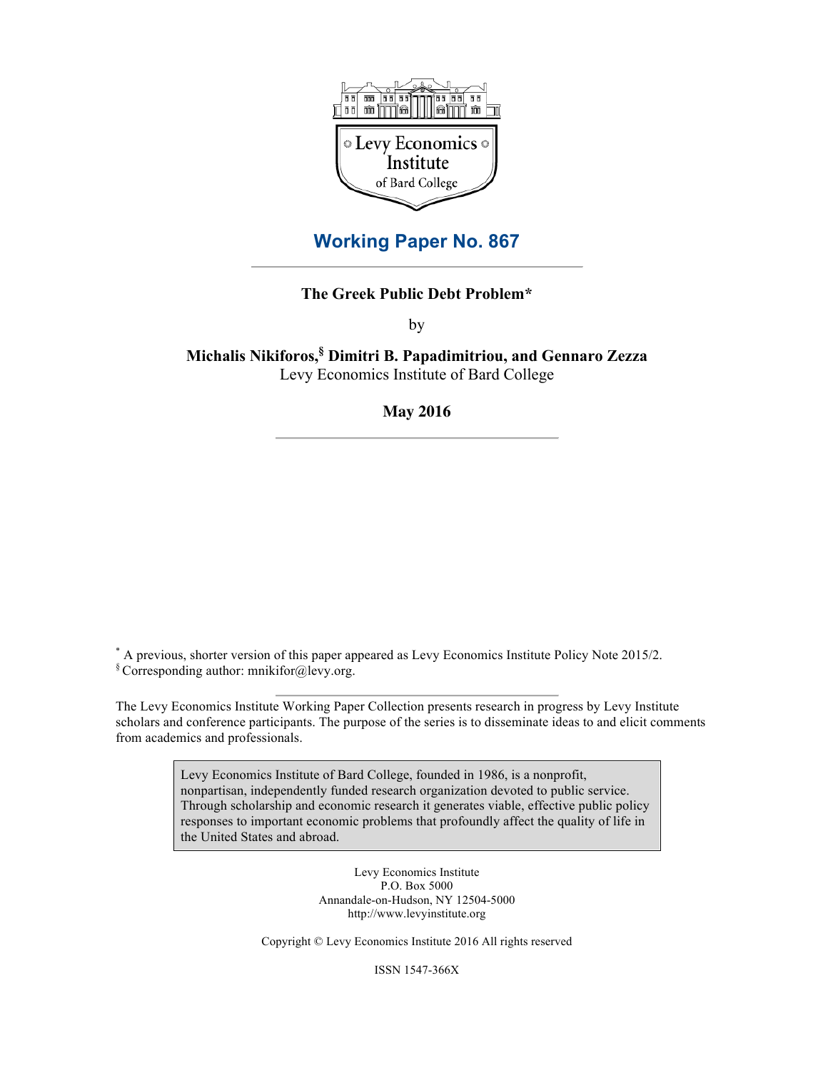Levy Economics Institute of Bard College

## Working Paper No. 867

**The Greek Public Debt Problem***

by

**Michalis Nikiforos,§ Dimitri B. Papadimitriou, and Gennaro Zezza**
Levy Economics Institute of Bard College

**May 2016**

\* A previous, shorter version of this paper appeared as Levy Economics Institute Policy Note 2015/2.
§ Corresponding author: mnikifor@levy.org.

The Levy Economics Institute Working Paper Collection presents research in progress by Levy Institute scholars and conference participants. The purpose of the series is to disseminate ideas to and elicit comments from academics and professionals.

Levy Economics Institute of Bard College, founded in 1986, is a nonprofit, nonpartisan, independently funded research organization devoted to public service. Through scholarship and economic research it generates viable, effective public policy responses to important economic problems that profoundly affect the quality of life in the United States and abroad.

Levy Economics Institute
P.O. Box 5000
Annandale-on-Hudson, NY 12504-5000
http://www.levyinstitute.org

Copyright © Levy Economics Institute 2016 All rights reserved

ISSN 1547-366X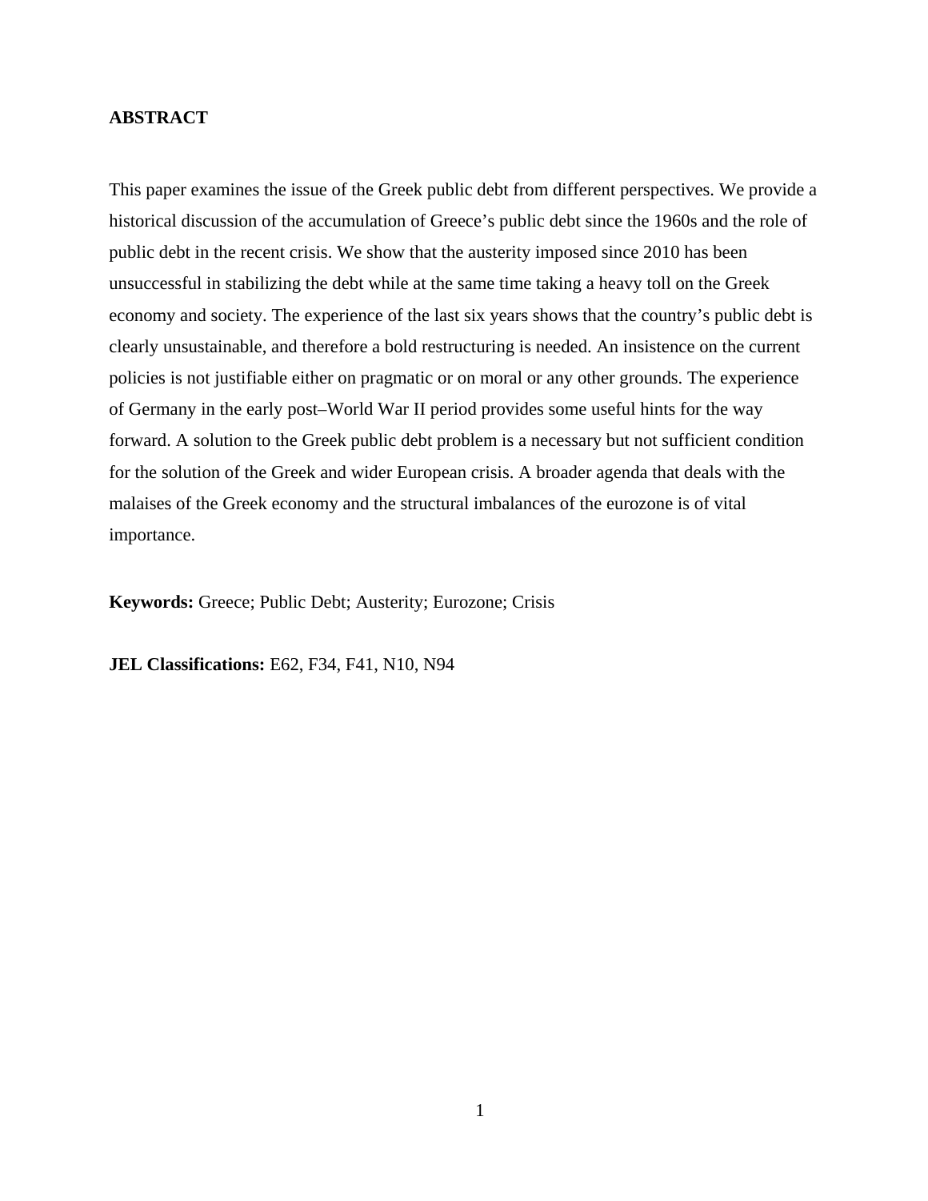**ABSTRACT**

This paper examines the issue of the Greek public debt from different perspectives. We provide a historical discussion of the accumulation of Greece's public debt since the 1960s and the role of public debt in the recent crisis. We show that the austerity imposed since 2010 has been unsuccessful in stabilizing the debt while at the same time taking a heavy toll on the Greek economy and society. The experience of the last six years shows that the country's public debt is clearly unsustainable, and therefore a bold restructuring is needed. An insistence on the current policies is not justifiable either on pragmatic or on moral or any other grounds. The experience of Germany in the early post–World War II period provides some useful hints for the way forward. A solution to the Greek public debt problem is a necessary but not sufficient condition for the solution of the Greek and wider European crisis. A broader agenda that deals with the malaises of the Greek economy and the structural imbalances of the eurozone is of vital importance.

**Keywords:** Greece; Public Debt; Austerity; Eurozone; Crisis

**JEL Classifications:** E62, F34, F41, N10, N94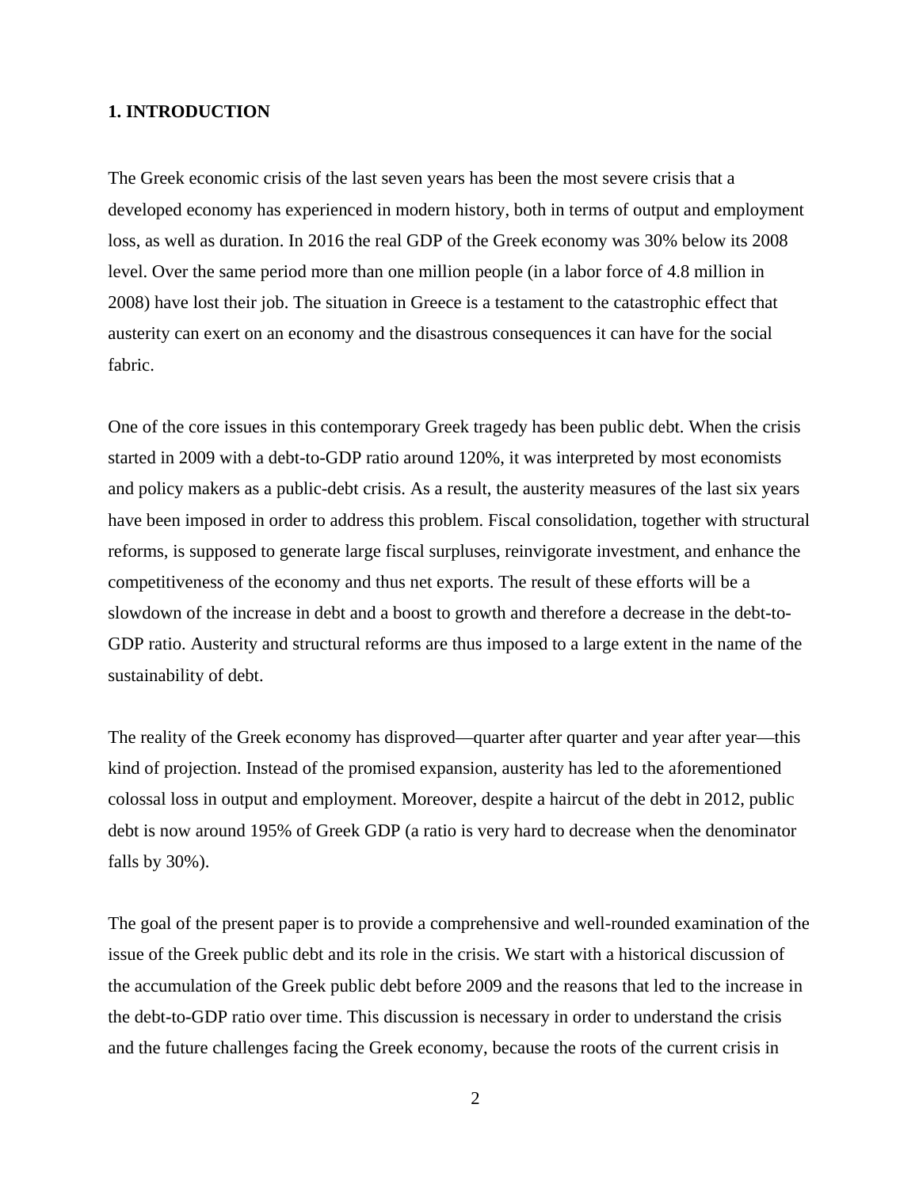## 1. INTRODUCTION

The Greek economic crisis of the last seven years has been the most severe crisis that a developed economy has experienced in modern history, both in terms of output and employment loss, as well as duration. In 2016 the real GDP of the Greek economy was 30% below its 2008 level. Over the same period more than one million people (in a labor force of 4.8 million in 2008) have lost their job. The situation in Greece is a testament to the catastrophic effect that austerity can exert on an economy and the disastrous consequences it can have for the social fabric.

One of the core issues in this contemporary Greek tragedy has been public debt. When the crisis started in 2009 with a debt-to-GDP ratio around 120%, it was interpreted by most economists and policy makers as a public-debt crisis. As a result, the austerity measures of the last six years have been imposed in order to address this problem. Fiscal consolidation, together with structural reforms, is supposed to generate large fiscal surpluses, reinvigorate investment, and enhance the competitiveness of the economy and thus net exports. The result of these efforts will be a slowdown of the increase in debt and a boost to growth and therefore a decrease in the debt-to-GDP ratio. Austerity and structural reforms are thus imposed to a large extent in the name of the sustainability of debt.

The reality of the Greek economy has disproved—quarter after quarter and year after year—this kind of projection. Instead of the promised expansion, austerity has led to the aforementioned colossal loss in output and employment. Moreover, despite a haircut of the debt in 2012, public debt is now around 195% of Greek GDP (a ratio is very hard to decrease when the denominator falls by 30%).

The goal of the present paper is to provide a comprehensive and well-rounded examination of the issue of the Greek public debt and its role in the crisis. We start with a historical discussion of the accumulation of the Greek public debt before 2009 and the reasons that led to the increase in the debt-to-GDP ratio over time. This discussion is necessary in order to understand the crisis and the future challenges facing the Greek economy, because the roots of the current crisis in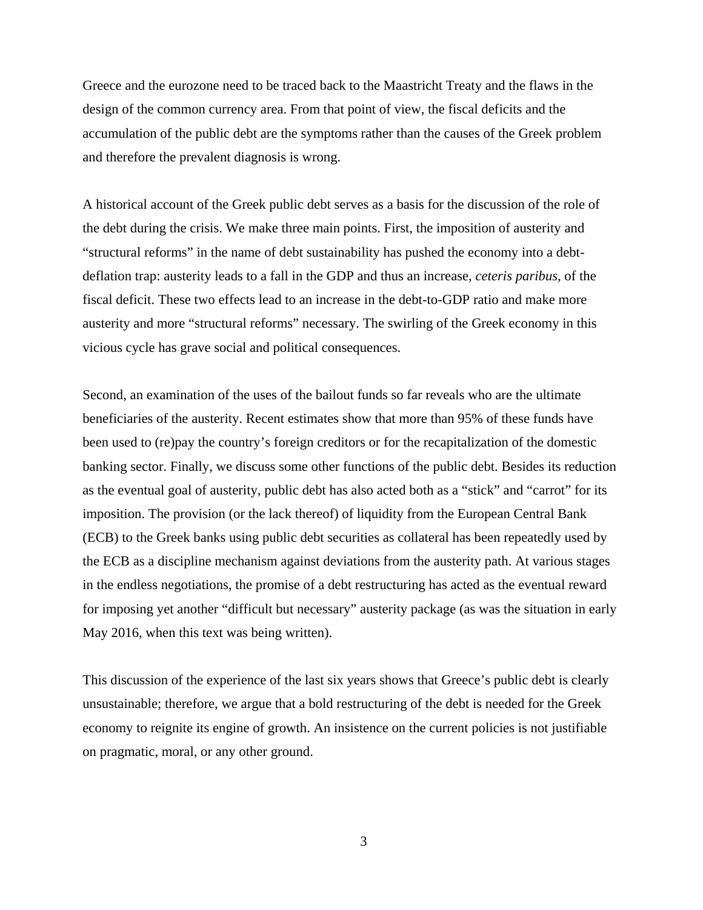Greece and the eurozone need to be traced back to the Maastricht Treaty and the flaws in the design of the common currency area. From that point of view, the fiscal deficits and the accumulation of the public debt are the symptoms rather than the causes of the Greek problem and therefore the prevalent diagnosis is wrong.

A historical account of the Greek public debt serves as a basis for the discussion of the role of the debt during the crisis. We make three main points. First, the imposition of austerity and "structural reforms" in the name of debt sustainability has pushed the economy into a debt-deflation trap: austerity leads to a fall in the GDP and thus an increase, *ceteris paribus*, of the fiscal deficit. These two effects lead to an increase in the debt-to-GDP ratio and make more austerity and more "structural reforms" necessary. The swirling of the Greek economy in this vicious cycle has grave social and political consequences.

Second, an examination of the uses of the bailout funds so far reveals who are the ultimate beneficiaries of the austerity. Recent estimates show that more than 95% of these funds have been used to (re)pay the country's foreign creditors or for the recapitalization of the domestic banking sector. Finally, we discuss some other functions of the public debt. Besides its reduction as the eventual goal of austerity, public debt has also acted both as a "stick" and "carrot" for its imposition. The provision (or the lack thereof) of liquidity from the European Central Bank (ECB) to the Greek banks using public debt securities as collateral has been repeatedly used by the ECB as a discipline mechanism against deviations from the austerity path. At various stages in the endless negotiations, the promise of a debt restructuring has acted as the eventual reward for imposing yet another "difficult but necessary" austerity package (as was the situation in early May 2016, when this text was being written).

This discussion of the experience of the last six years shows that Greece's public debt is clearly unsustainable; therefore, we argue that a bold restructuring of the debt is needed for the Greek economy to reignite its engine of growth. An insistence on the current policies is not justifiable on pragmatic, moral, or any other ground.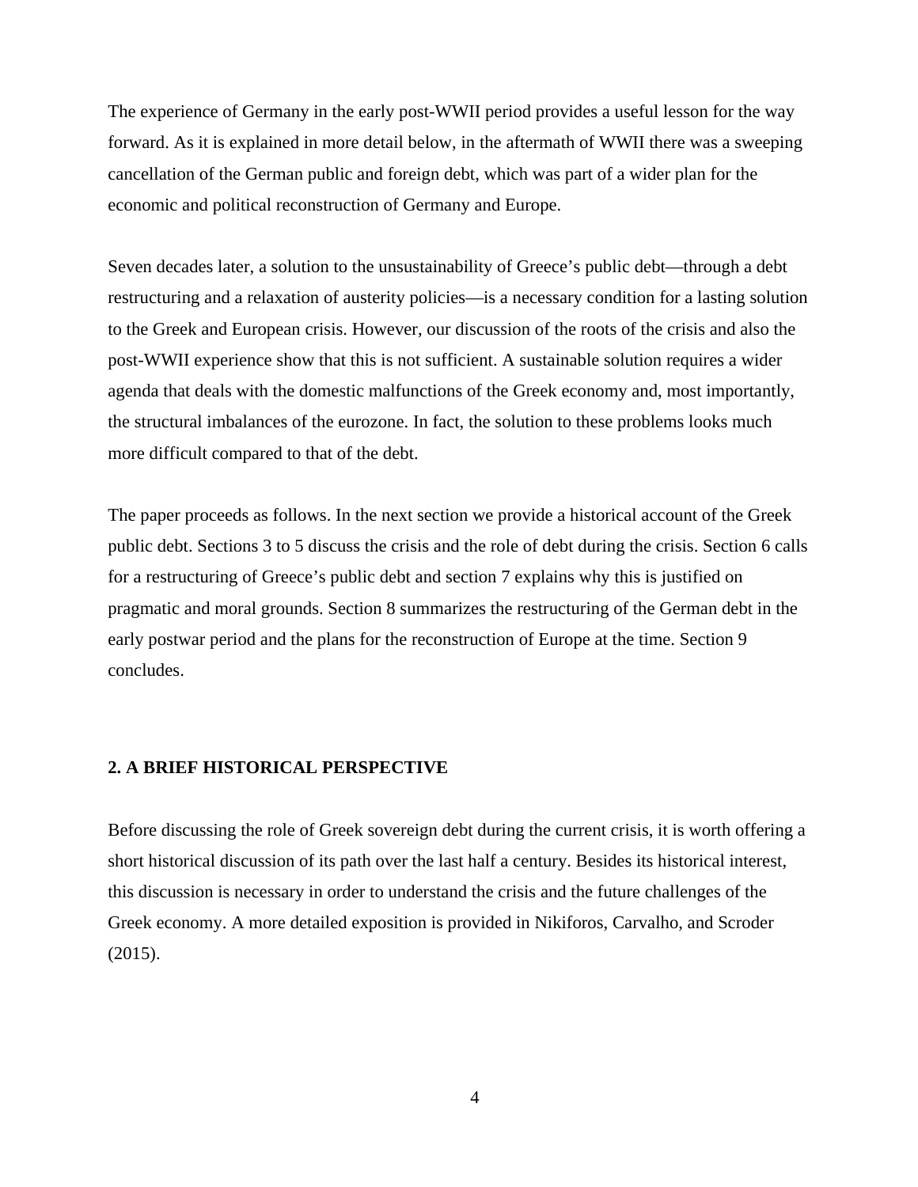The experience of Germany in the early post-WWII period provides a useful lesson for the way forward. As it is explained in more detail below, in the aftermath of WWII there was a sweeping cancellation of the German public and foreign debt, which was part of a wider plan for the economic and political reconstruction of Germany and Europe.

Seven decades later, a solution to the unsustainability of Greece's public debt—through a debt restructuring and a relaxation of austerity policies—is a necessary condition for a lasting solution to the Greek and European crisis. However, our discussion of the roots of the crisis and also the post-WWII experience show that this is not sufficient. A sustainable solution requires a wider agenda that deals with the domestic malfunctions of the Greek economy and, most importantly, the structural imbalances of the eurozone. In fact, the solution to these problems looks much more difficult compared to that of the debt.

The paper proceeds as follows. In the next section we provide a historical account of the Greek public debt. Sections 3 to 5 discuss the crisis and the role of debt during the crisis. Section 6 calls for a restructuring of Greece's public debt and section 7 explains why this is justified on pragmatic and moral grounds. Section 8 summarizes the restructuring of the German debt in the early postwar period and the plans for the reconstruction of Europe at the time. Section 9 concludes.

## 2. A BRIEF HISTORICAL PERSPECTIVE

Before discussing the role of Greek sovereign debt during the current crisis, it is worth offering a short historical discussion of its path over the last half a century. Besides its historical interest, this discussion is necessary in order to understand the crisis and the future challenges of the Greek economy. A more detailed exposition is provided in Nikiforos, Carvalho, and Scroder (2015).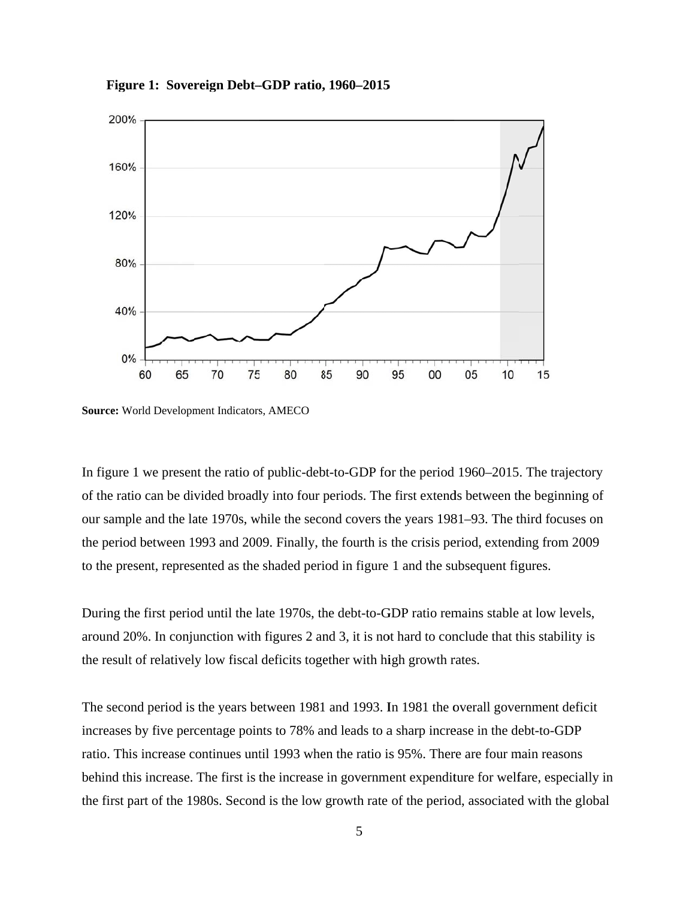**Figure 1: Sovereign Debt–GDP ratio, 1960–2015**

200%
160%
120%
80%
40%
0%
60 65 70 75 80 85 90 95 00 05 10 15

**Source:** World Development Indicators, AMECO

In figure 1 we present the ratio of public-debt-to-GDP for the period 1960–2015. The trajectory of the ratio can be divided broadly into four periods. The first extends between the beginning of our sample and the late 1970s, while the second covers the years 1981–93. The third focuses on the period between 1993 and 2009. Finally, the fourth is the crisis period, extending from 2009 to the present, represented as the shaded period in figure 1 and the subsequent figures.

During the first period until the late 1970s, the debt-to-GDP ratio remains stable at low levels, around 20%. In conjunction with figures 2 and 3, it is not hard to conclude that this stability is the result of relatively low fiscal deficits together with high growth rates.

The second period is the years between 1981 and 1993. In 1981 the overall government deficit increases by five percentage points to 78% and leads to a sharp increase in the debt-to-GDP ratio. This increase continues until 1993 when the ratio is 95%. There are four main reasons behind this increase. The first is the increase in government expenditure for welfare, especially in the first part of the 1980s. Second is the low growth rate of the period, associated with the global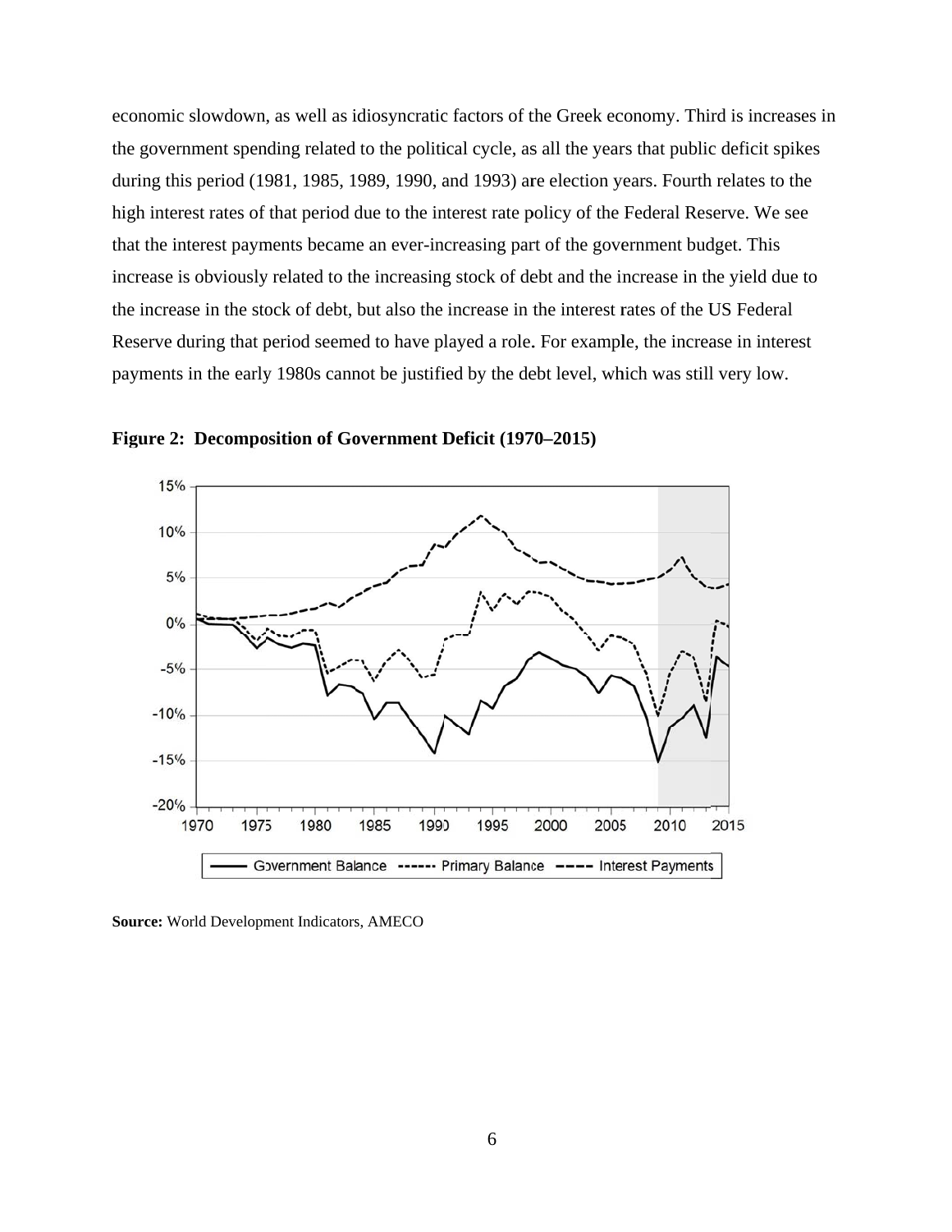economic slowdown, as well as idiosyncratic factors of the Greek economy. Third is increases in the government spending related to the political cycle, as all the years that public deficit spikes during this period (1981, 1985, 1989, 1990, and 1993) are election years. Fourth relates to the high interest rates of that period due to the interest rate policy of the Federal Reserve. We see that the interest payments became an ever-increasing part of the government budget. This increase is obviously related to the increasing stock of debt and the increase in the yield due to the increase in the stock of debt, but also the increase in the interest rates of the US Federal Reserve during that period seemed to have played a role. For example, the increase in interest payments in the early 1980s cannot be justified by the debt level, which was still very low.

**Figure 2: Decomposition of Government Deficit (1970–2015)**

15%
10%
5%
0%
-5%
-10%
-15%
-20%

1970 1975 1980 1985 1990 1995 2000 2005 2010 2015

Government Balance
Primary Balance
Interest Payments

**Source:** World Development Indicators, AMECO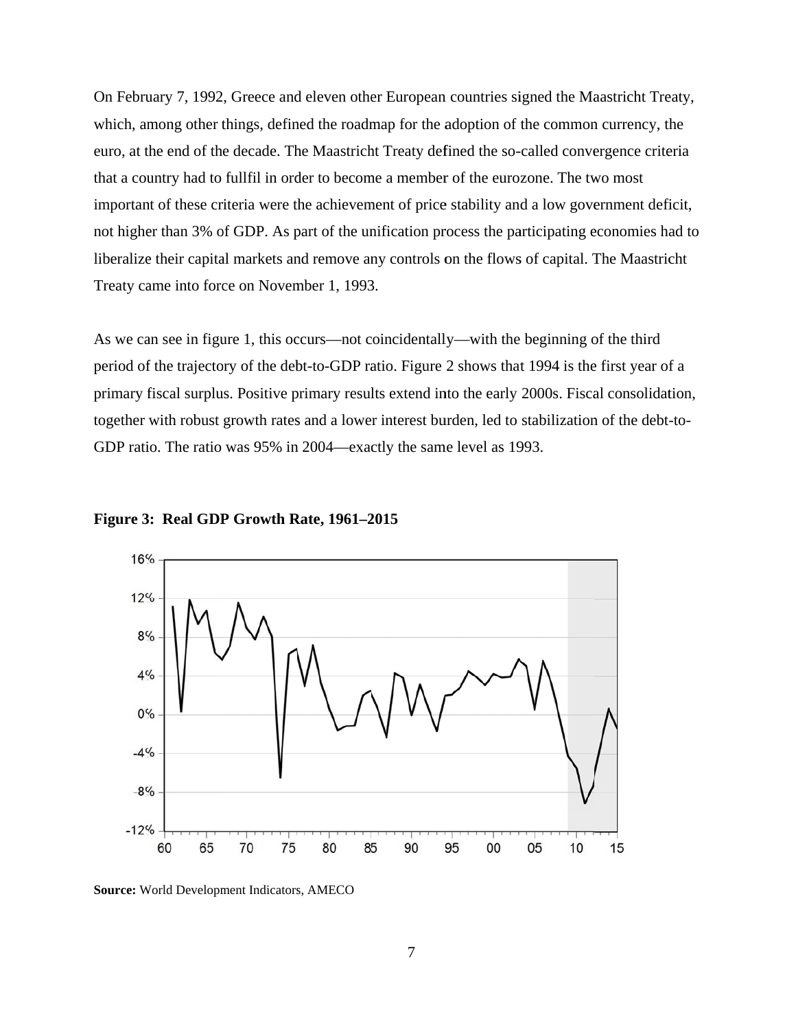On February 7, 1992, Greece and eleven other European countries signed the Maastricht Treaty, which, among other things, defined the roadmap for the adoption of the common currency, the euro, at the end of the decade. The Maastricht Treaty defined the so-called convergence criteria that a country had to fullfil in order to become a member of the eurozone. The two most important of these criteria were the achievement of price stability and a low government deficit, not higher than 3% of GDP. As part of the unification process the participating economies had to liberalize their capital markets and remove any controls on the flows of capital. The Maastricht Treaty came into force on November 1, 1993.

As we can see in figure 1, this occurs—not coincidentally—with the beginning of the third period of the trajectory of the debt-to-GDP ratio. Figure 2 shows that 1994 is the first year of a primary fiscal surplus. Positive primary results extend into the early 2000s. Fiscal consolidation, together with robust growth rates and a lower interest burden, led to stabilization of the debt-to-GDP ratio. The ratio was 95% in 2004—exactly the same level as 1993.

**Figure 3: Real GDP Growth Rate, 1961–2015**

16%
12%
8%
4%
0%
-4%
-8%
-12%

60 65 70 75 80 85 90 95 00 05 10 15

**Source:** World Development Indicators, AMECO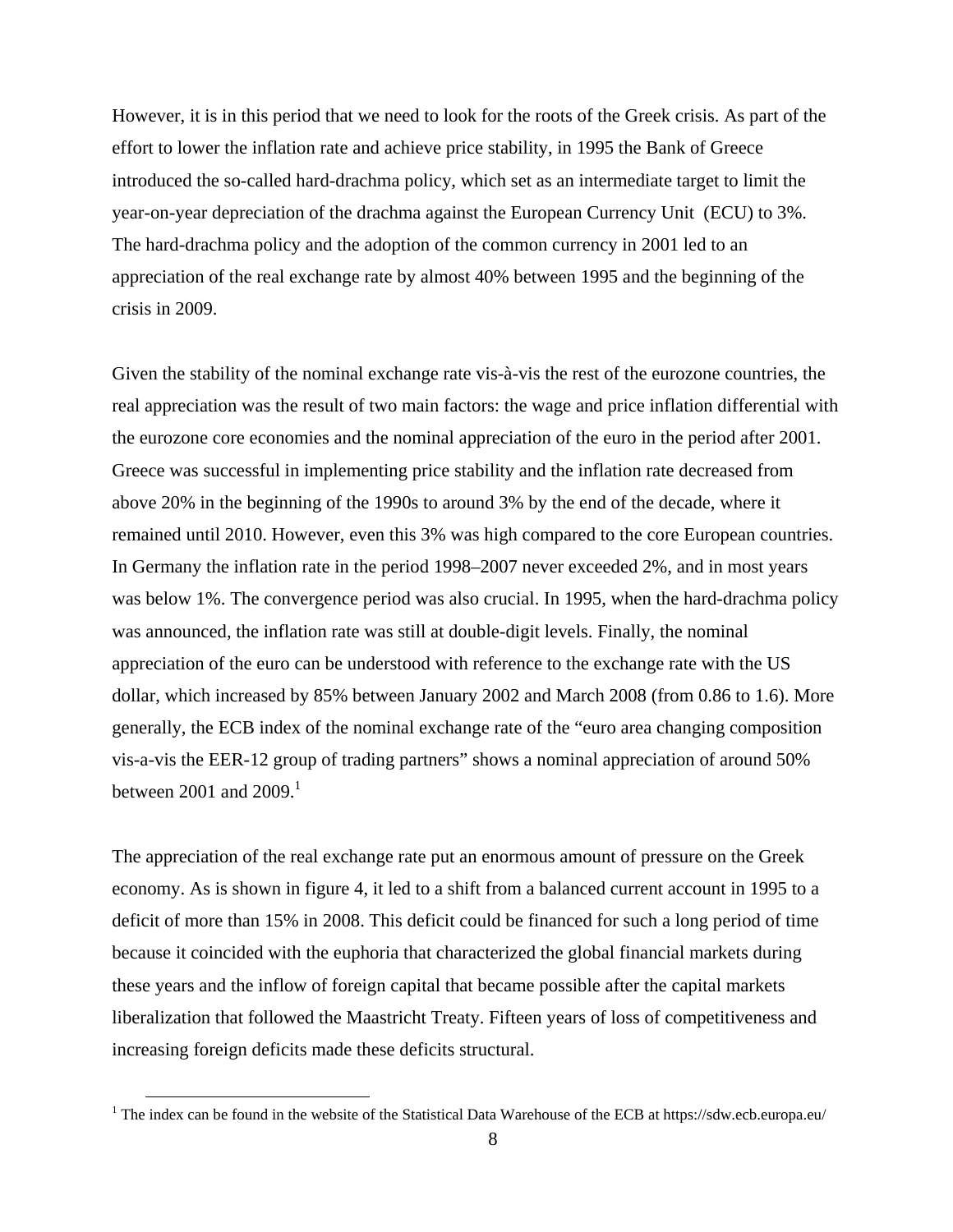However, it is in this period that we need to look for the roots of the Greek crisis. As part of the effort to lower the inflation rate and achieve price stability, in 1995 the Bank of Greece introduced the so-called hard-drachma policy, which set as an intermediate target to limit the year-on-year depreciation of the drachma against the European Currency Unit (ECU) to 3%. The hard-drachma policy and the adoption of the common currency in 2001 led to an appreciation of the real exchange rate by almost 40% between 1995 and the beginning of the crisis in 2009.

Given the stability of the nominal exchange rate vis-à-vis the rest of the eurozone countries, the real appreciation was the result of two main factors: the wage and price inflation differential with the eurozone core economies and the nominal appreciation of the euro in the period after 2001. Greece was successful in implementing price stability and the inflation rate decreased from above 20% in the beginning of the 1990s to around 3% by the end of the decade, where it remained until 2010. However, even this 3% was high compared to the core European countries. In Germany the inflation rate in the period 1998–2007 never exceeded 2%, and in most years was below 1%. The convergence period was also crucial. In 1995, when the hard-drachma policy was announced, the inflation rate was still at double-digit levels. Finally, the nominal appreciation of the euro can be understood with reference to the exchange rate with the US dollar, which increased by 85% between January 2002 and March 2008 (from 0.86 to 1.6). More generally, the ECB index of the nominal exchange rate of the "euro area changing composition vis-a-vis the EER-12 group of trading partners" shows a nominal appreciation of around 50% between 2001 and 2009.[1]

The appreciation of the real exchange rate put an enormous amount of pressure on the Greek economy. As is shown in figure 4, it led to a shift from a balanced current account in 1995 to a deficit of more than 15% in 2008. This deficit could be financed for such a long period of time because it coincided with the euphoria that characterized the global financial markets during these years and the inflow of foreign capital that became possible after the capital markets liberalization that followed the Maastricht Treaty. Fifteen years of loss of competitiveness and increasing foreign deficits made these deficits structural.

[1] The index can be found in the website of the Statistical Data Warehouse of the ECB at https://sdw.ecb.europa.eu/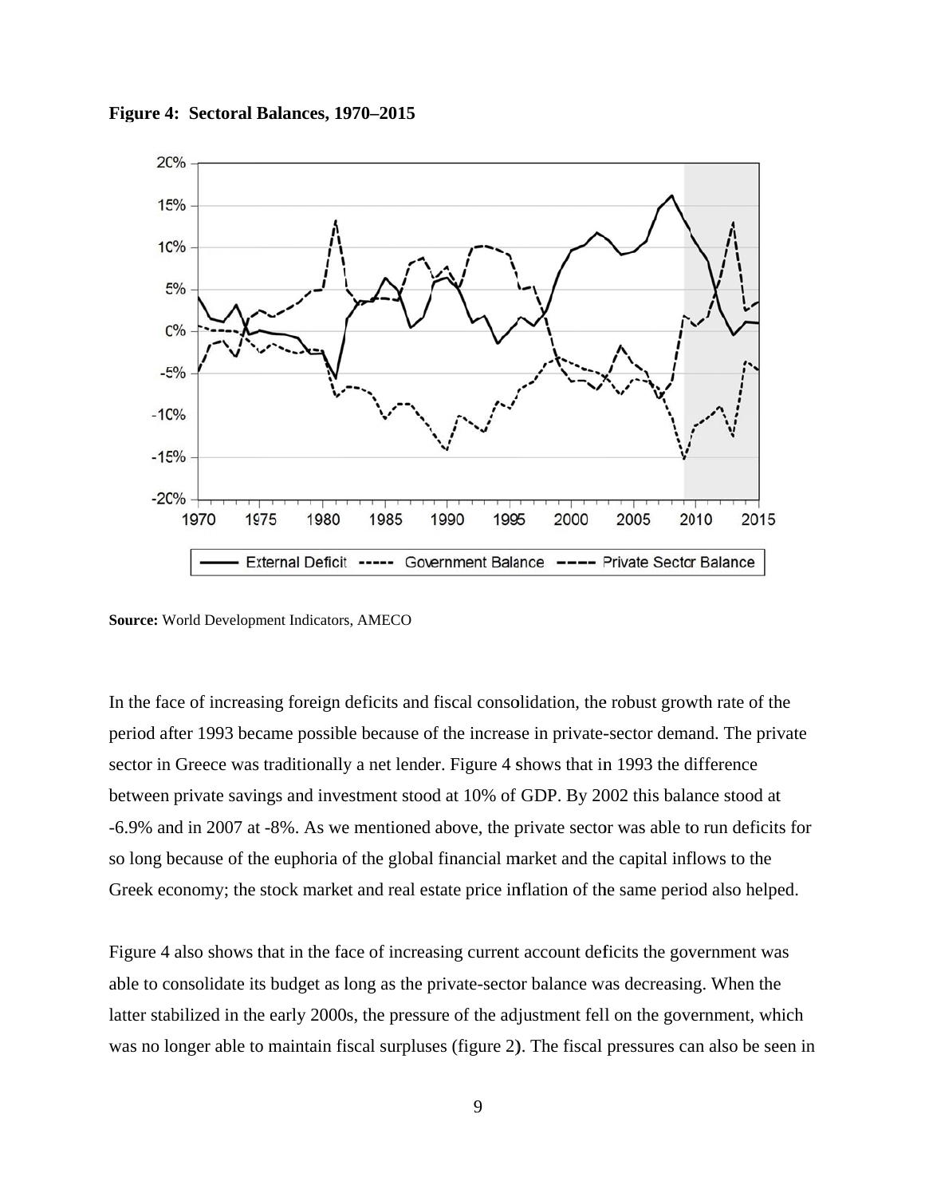**Figure 4: Sectoral Balances, 1970–2015**

20%
15%
10%
5%
0%
-5%
-10%
-15%
-20%

1970 1975 1980 1985 1990 1995 2000 2005 2010 2015

External Deficit
Government Balance
Private Sector Balance

**Source:** World Development Indicators, AMECO

In the face of increasing foreign deficits and fiscal consolidation, the robust growth rate of the period after 1993 became possible because of the increase in private-sector demand. The private sector in Greece was traditionally a net lender. Figure 4 shows that in 1993 the difference between private savings and investment stood at 10% of GDP. By 2002 this balance stood at -6.9% and in 2007 at -8%. As we mentioned above, the private sector was able to run deficits for so long because of the euphoria of the global financial market and the capital inflows to the Greek economy; the stock market and real estate price inflation of the same period also helped.

Figure 4 also shows that in the face of increasing current account deficits the government was able to consolidate its budget as long as the private-sector balance was decreasing. When the latter stabilized in the early 2000s, the pressure of the adjustment fell on the government, which was no longer able to maintain fiscal surpluses (figure 2). The fiscal pressures can also be seen in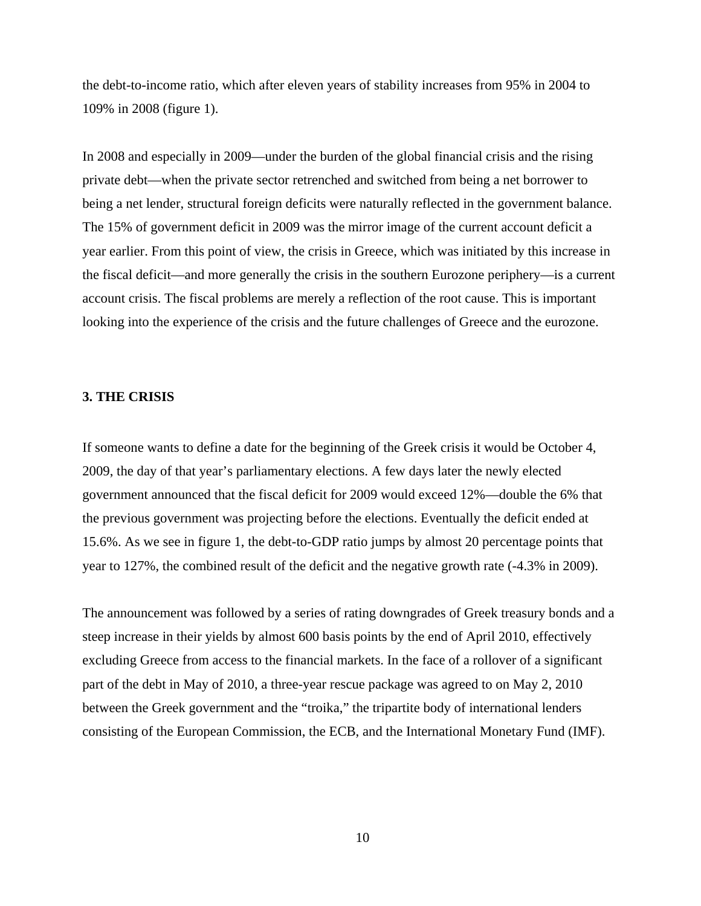the debt-to-income ratio, which after eleven years of stability increases from 95% in 2004 to 109% in 2008 (figure 1).

In 2008 and especially in 2009—under the burden of the global financial crisis and the rising private debt—when the private sector retrenched and switched from being a net borrower to being a net lender, structural foreign deficits were naturally reflected in the government balance. The 15% of government deficit in 2009 was the mirror image of the current account deficit a year earlier. From this point of view, the crisis in Greece, which was initiated by this increase in the fiscal deficit—and more generally the crisis in the southern Eurozone periphery—is a current account crisis. The fiscal problems are merely a reflection of the root cause. This is important looking into the experience of the crisis and the future challenges of Greece and the eurozone.

## 3. THE CRISIS

If someone wants to define a date for the beginning of the Greek crisis it would be October 4, 2009, the day of that year's parliamentary elections. A few days later the newly elected government announced that the fiscal deficit for 2009 would exceed 12%—double the 6% that the previous government was projecting before the elections. Eventually the deficit ended at 15.6%. As we see in figure 1, the debt-to-GDP ratio jumps by almost 20 percentage points that year to 127%, the combined result of the deficit and the negative growth rate (-4.3% in 2009).

The announcement was followed by a series of rating downgrades of Greek treasury bonds and a steep increase in their yields by almost 600 basis points by the end of April 2010, effectively excluding Greece from access to the financial markets. In the face of a rollover of a significant part of the debt in May of 2010, a three-year rescue package was agreed to on May 2, 2010 between the Greek government and the "troika," the tripartite body of international lenders consisting of the European Commission, the ECB, and the International Monetary Fund (IMF).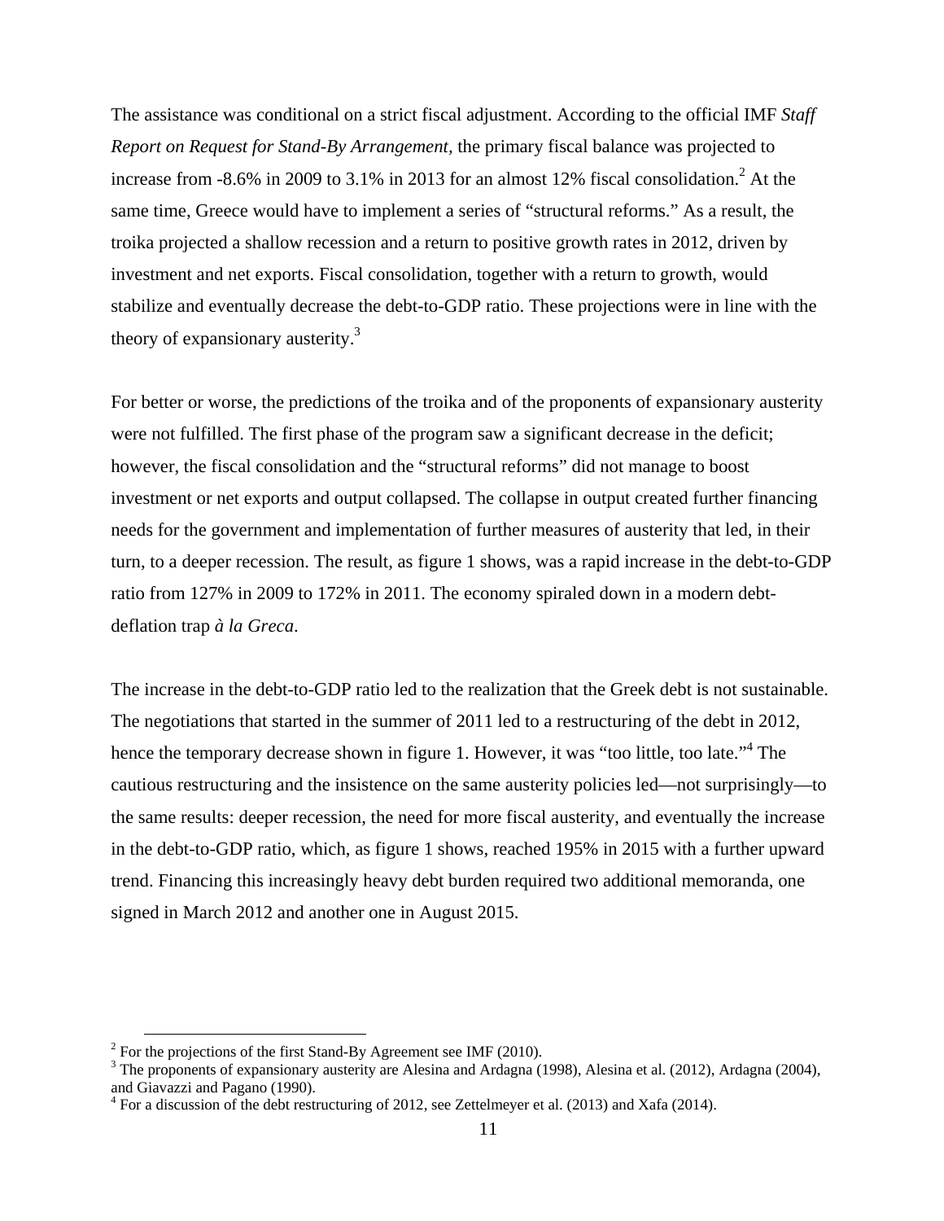The assistance was conditional on a strict fiscal adjustment. According to the official IMF *Staff Report on Request for Stand-By Arrangement*, the primary fiscal balance was projected to increase from -8.6% in 2009 to 3.1% in 2013 for an almost 12% fiscal consolidation.[2] At the same time, Greece would have to implement a series of "structural reforms." As a result, the troika projected a shallow recession and a return to positive growth rates in 2012, driven by investment and net exports. Fiscal consolidation, together with a return to growth, would stabilize and eventually decrease the debt-to-GDP ratio. These projections were in line with the theory of expansionary austerity.[3]

For better or worse, the predictions of the troika and of the proponents of expansionary austerity were not fulfilled. The first phase of the program saw a significant decrease in the deficit; however, the fiscal consolidation and the "structural reforms" did not manage to boost investment or net exports and output collapsed. The collapse in output created further financing needs for the government and implementation of further measures of austerity that led, in their turn, to a deeper recession. The result, as figure 1 shows, was a rapid increase in the debt-to-GDP ratio from 127% in 2009 to 172% in 2011. The economy spiraled down in a modern debt-deflation trap *à la Greca*.

The increase in the debt-to-GDP ratio led to the realization that the Greek debt is not sustainable. The negotiations that started in the summer of 2011 led to a restructuring of the debt in 2012, hence the temporary decrease shown in figure 1. However, it was "too little, too late."[4] The cautious restructuring and the insistence on the same austerity policies led—not surprisingly—to the same results: deeper recession, the need for more fiscal austerity, and eventually the increase in the debt-to-GDP ratio, which, as figure 1 shows, reached 195% in 2015 with a further upward trend. Financing this increasingly heavy debt burden required two additional memoranda, one signed in March 2012 and another one in August 2015.

---

[2] For the projections of the first Stand-By Agreement see IMF (2010).

[3] The proponents of expansionary austerity are Alesina and Ardagna (1998), Alesina et al. (2012), Ardagna (2004), and Giavazzi and Pagano (1990).

[4] For a discussion of the debt restructuring of 2012, see Zettelmeyer et al. (2013) and Xafa (2014).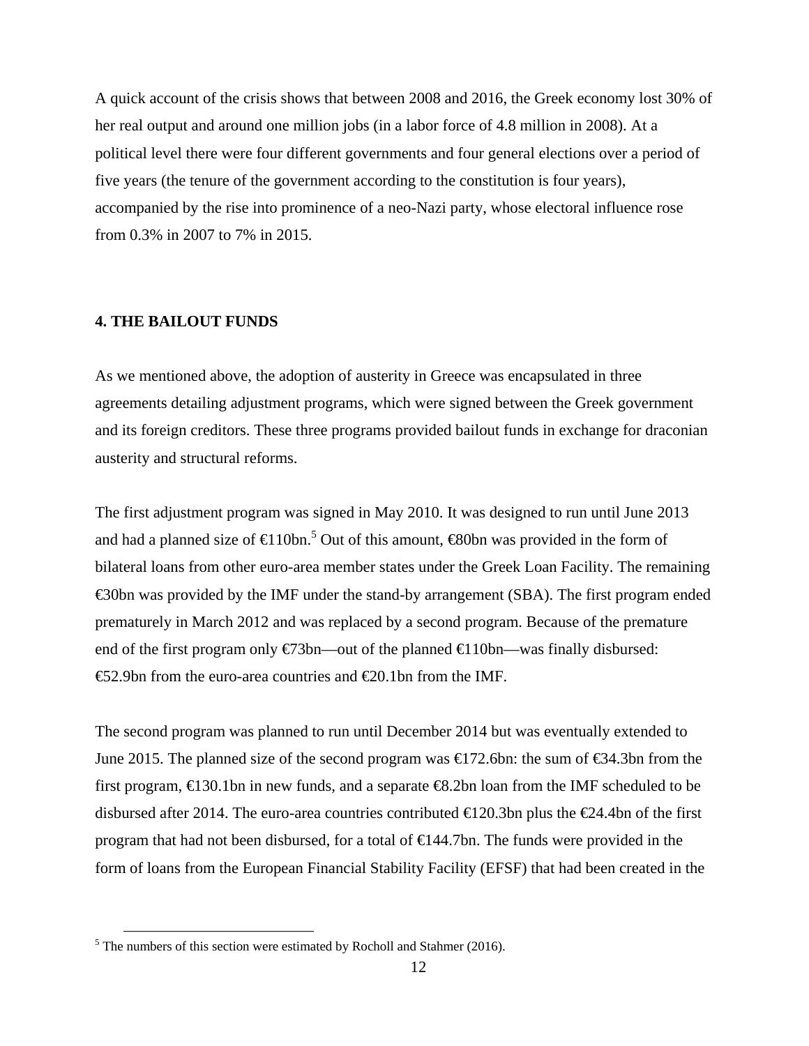A quick account of the crisis shows that between 2008 and 2016, the Greek economy lost 30% of her real output and around one million jobs (in a labor force of 4.8 million in 2008). At a political level there were four different governments and four general elections over a period of five years (the tenure of the government according to the constitution is four years), accompanied by the rise into prominence of a neo-Nazi party, whose electoral influence rose from 0.3% in 2007 to 7% in 2015.

## 4. THE BAILOUT FUNDS

As we mentioned above, the adoption of austerity in Greece was encapsulated in three agreements detailing adjustment programs, which were signed between the Greek government and its foreign creditors. These three programs provided bailout funds in exchange for draconian austerity and structural reforms.

The first adjustment program was signed in May 2010. It was designed to run until June 2013 and had a planned size of €110bn.[5] Out of this amount, €80bn was provided in the form of bilateral loans from other euro-area member states under the Greek Loan Facility. The remaining €30bn was provided by the IMF under the stand-by arrangement (SBA). The first program ended prematurely in March 2012 and was replaced by a second program. Because of the premature end of the first program only €73bn—out of the planned €110bn—was finally disbursed: €52.9bn from the euro-area countries and €20.1bn from the IMF.

The second program was planned to run until December 2014 but was eventually extended to June 2015. The planned size of the second program was €172.6bn: the sum of €34.3bn from the first program, €130.1bn in new funds, and a separate €8.2bn loan from the IMF scheduled to be disbursed after 2014. The euro-area countries contributed €120.3bn plus the €24.4bn of the first program that had not been disbursed, for a total of €144.7bn. The funds were provided in the form of loans from the European Financial Stability Facility (EFSF) that had been created in the

[5] The numbers of this section were estimated by Rocholl and Stahmer (2016).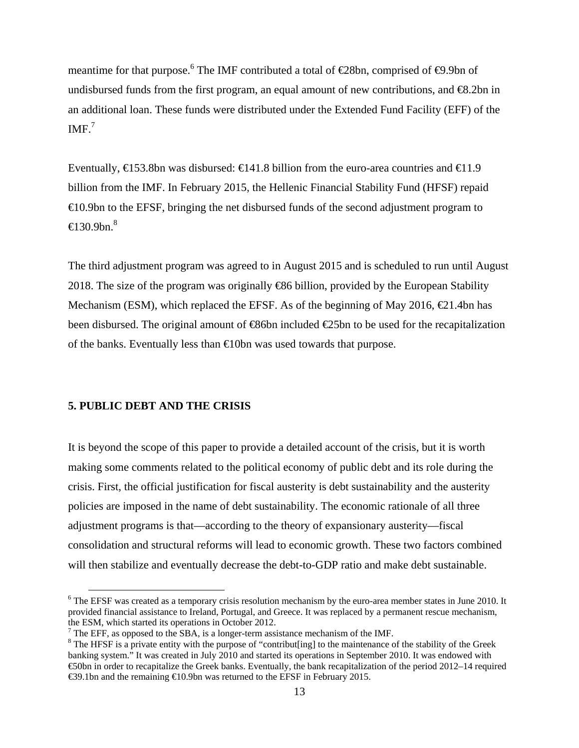meantime for that purpose.[6] The IMF contributed a total of €28bn, comprised of €9.9bn of undisbursed funds from the first program, an equal amount of new contributions, and €8.2bn in an additional loan. These funds were distributed under the Extended Fund Facility (EFF) of the IMF.[7]

Eventually, €153.8bn was disbursed: €141.8 billion from the euro-area countries and €11.9 billion from the IMF. In February 2015, the Hellenic Financial Stability Fund (HFSF) repaid €10.9bn to the EFSF, bringing the net disbursed funds of the second adjustment program to €130.9bn.[8]

The third adjustment program was agreed to in August 2015 and is scheduled to run until August 2018. The size of the program was originally €86 billion, provided by the European Stability Mechanism (ESM), which replaced the EFSF. As of the beginning of May 2016, €21.4bn has been disbursed. The original amount of €86bn included €25bn to be used for the recapitalization of the banks. Eventually less than €10bn was used towards that purpose.

## 5. PUBLIC DEBT AND THE CRISIS

It is beyond the scope of this paper to provide a detailed account of the crisis, but it is worth making some comments related to the political economy of public debt and its role during the crisis. First, the official justification for fiscal austerity is debt sustainability and the austerity policies are imposed in the name of debt sustainability. The economic rationale of all three adjustment programs is that—according to the theory of expansionary austerity—fiscal consolidation and structural reforms will lead to economic growth. These two factors combined will then stabilize and eventually decrease the debt-to-GDP ratio and make debt sustainable.

[6] The EFSF was created as a temporary crisis resolution mechanism by the euro-area member states in June 2010. It provided financial assistance to Ireland, Portugal, and Greece. It was replaced by a permanent rescue mechanism, the ESM, which started its operations in October 2012.

[7] The EFF, as opposed to the SBA, is a longer-term assistance mechanism of the IMF.

[8] The HFSF is a private entity with the purpose of "contribut[ing] to the maintenance of the stability of the Greek banking system." It was created in July 2010 and started its operations in September 2010. It was endowed with €50bn in order to recapitalize the Greek banks. Eventually, the bank recapitalization of the period 2012–14 required €39.1bn and the remaining €10.9bn was returned to the EFSF in February 2015.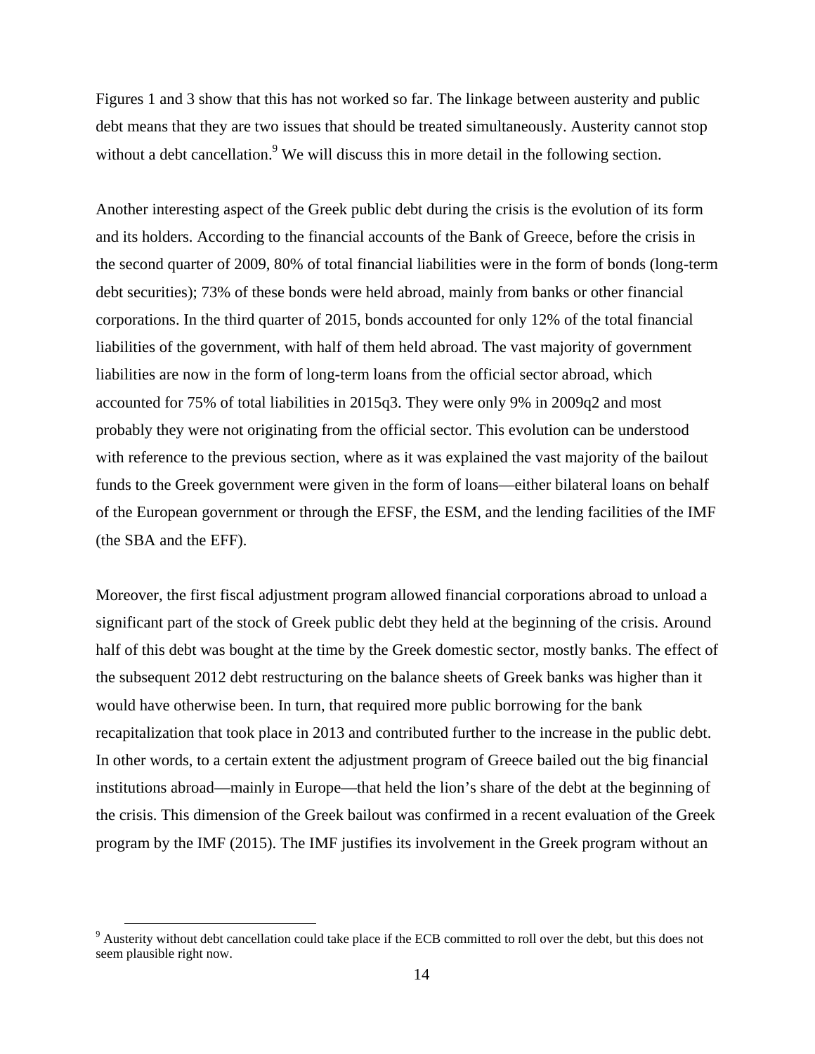Figures 1 and 3 show that this has not worked so far. The linkage between austerity and public debt means that they are two issues that should be treated simultaneously. Austerity cannot stop without a debt cancellation.[9] We will discuss this in more detail in the following section.

Another interesting aspect of the Greek public debt during the crisis is the evolution of its form and its holders. According to the financial accounts of the Bank of Greece, before the crisis in the second quarter of 2009, 80% of total financial liabilities were in the form of bonds (long-term debt securities); 73% of these bonds were held abroad, mainly from banks or other financial corporations. In the third quarter of 2015, bonds accounted for only 12% of the total financial liabilities of the government, with half of them held abroad. The vast majority of government liabilities are now in the form of long-term loans from the official sector abroad, which accounted for 75% of total liabilities in 2015q3. They were only 9% in 2009q2 and most probably they were not originating from the official sector. This evolution can be understood with reference to the previous section, where as it was explained the vast majority of the bailout funds to the Greek government were given in the form of loans—either bilateral loans on behalf of the European government or through the EFSF, the ESM, and the lending facilities of the IMF (the SBA and the EFF).

Moreover, the first fiscal adjustment program allowed financial corporations abroad to unload a significant part of the stock of Greek public debt they held at the beginning of the crisis. Around half of this debt was bought at the time by the Greek domestic sector, mostly banks. The effect of the subsequent 2012 debt restructuring on the balance sheets of Greek banks was higher than it would have otherwise been. In turn, that required more public borrowing for the bank recapitalization that took place in 2013 and contributed further to the increase in the public debt. In other words, to a certain extent the adjustment program of Greece bailed out the big financial institutions abroad—mainly in Europe—that held the lion's share of the debt at the beginning of the crisis. This dimension of the Greek bailout was confirmed in a recent evaluation of the Greek program by the IMF (2015). The IMF justifies its involvement in the Greek program without an

[9] Austerity without debt cancellation could take place if the ECB committed to roll over the debt, but this does not seem plausible right now.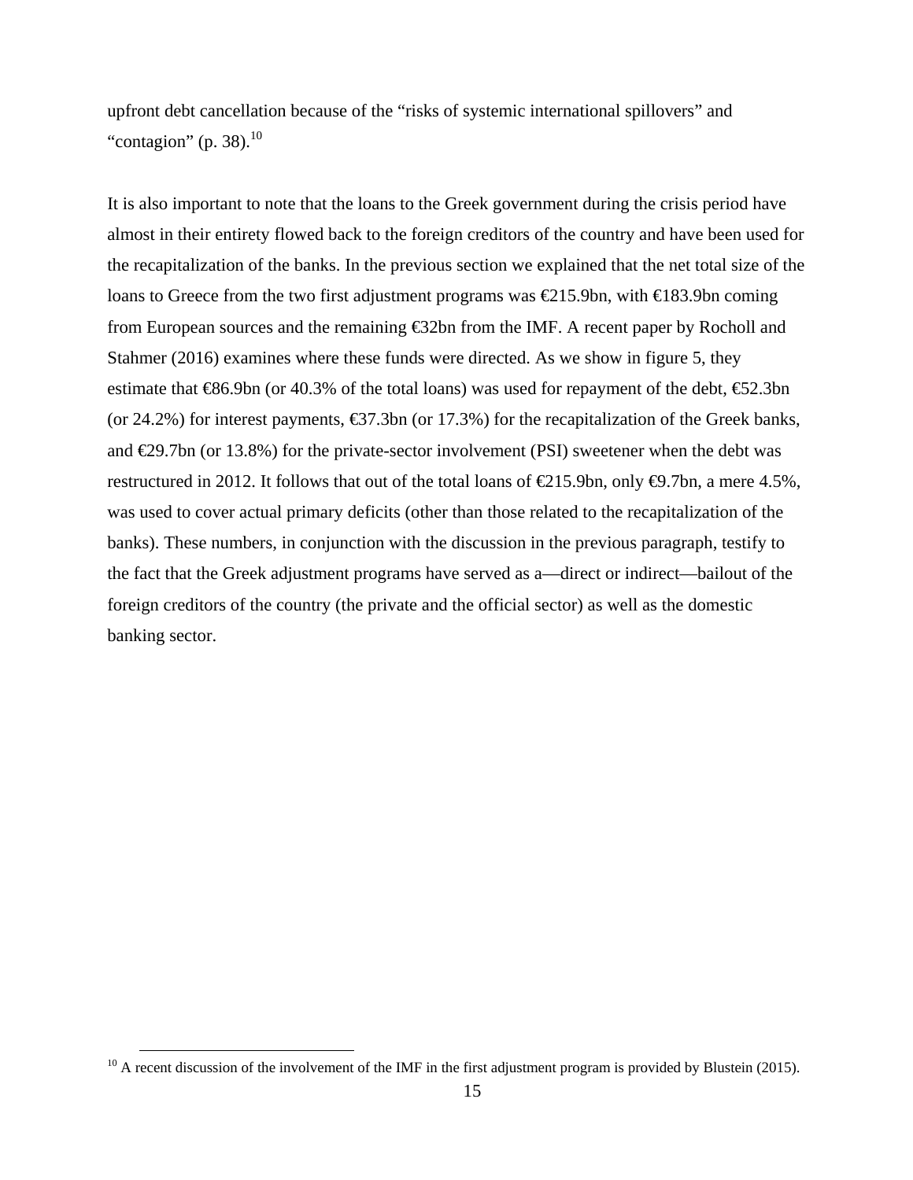upfront debt cancellation because of the “risks of systemic international spillovers” and “contagion” (p. 38).[10]

It is also important to note that the loans to the Greek government during the crisis period have almost in their entirety flowed back to the foreign creditors of the country and have been used for the recapitalization of the banks. In the previous section we explained that the net total size of the loans to Greece from the two first adjustment programs was €215.9bn, with €183.9bn coming from European sources and the remaining €32bn from the IMF. A recent paper by Rocholl and Stahmer (2016) examines where these funds were directed. As we show in figure 5, they estimate that €86.9bn (or 40.3% of the total loans) was used for repayment of the debt, €52.3bn (or 24.2%) for interest payments, €37.3bn (or 17.3%) for the recapitalization of the Greek banks, and €29.7bn (or 13.8%) for the private-sector involvement (PSI) sweetener when the debt was restructured in 2012. It follows that out of the total loans of €215.9bn, only €9.7bn, a mere 4.5%, was used to cover actual primary deficits (other than those related to the recapitalization of the banks). These numbers, in conjunction with the discussion in the previous paragraph, testify to the fact that the Greek adjustment programs have served as a—direct or indirect—bailout of the foreign creditors of the country (the private and the official sector) as well as the domestic banking sector.

[10] A recent discussion of the involvement of the IMF in the first adjustment program is provided by Blustein (2015).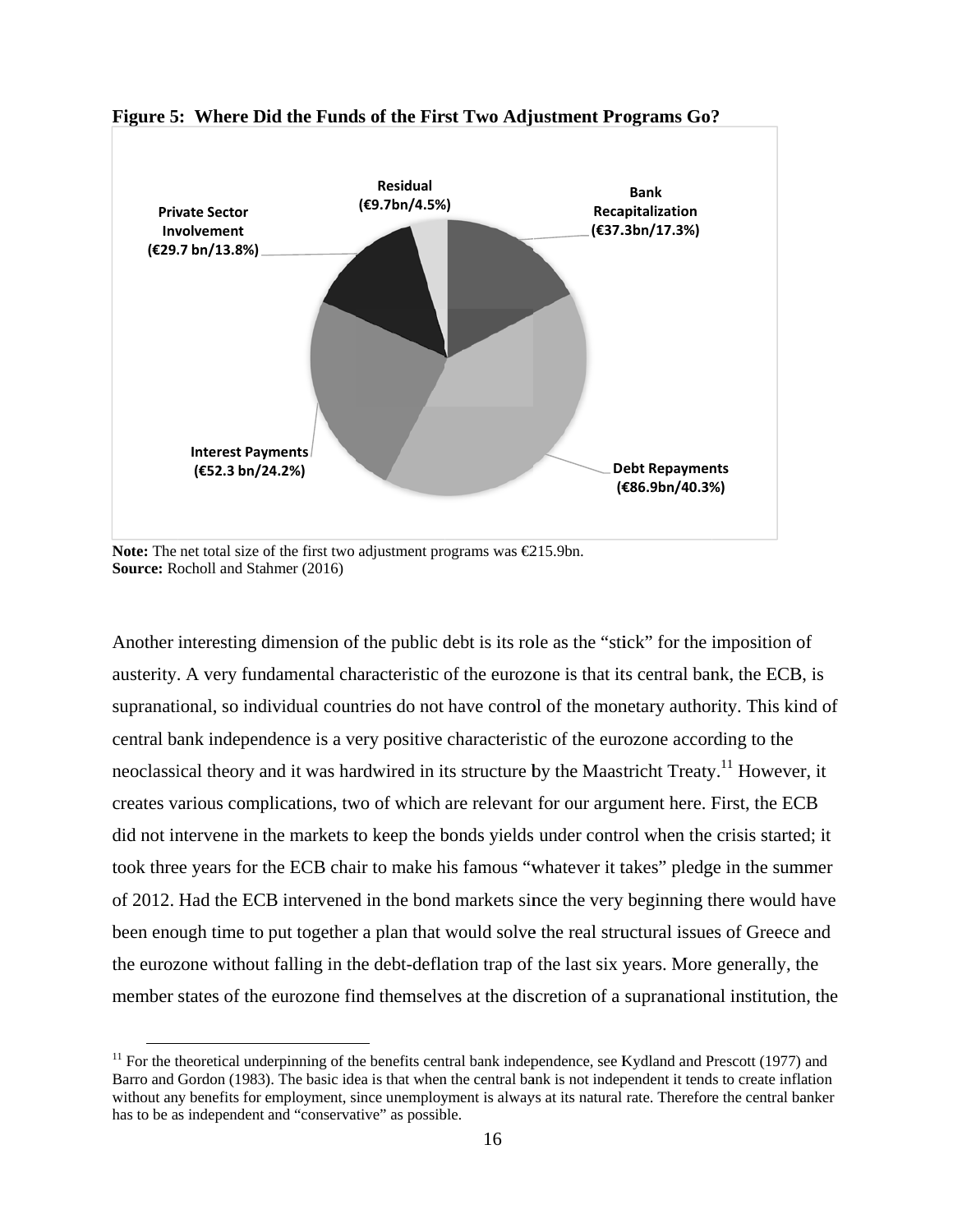**Figure 5: Where Did the Funds of the First Two Adjustment Programs Go?**

Residual (€9.7bn/4.5%)

Bank Recapitalization (€37.3bn/17.3%)

Private Sector Involvement (€29.7 bn/13.8%)

Interest Payments (€52.3 bn/24.2%)

Debt Repayments (€86.9bn/40.3%)

**Note:** The net total size of the first two adjustment programs was €215.9bn.
**Source:** Rocholl and Stahmer (2016)

Another interesting dimension of the public debt is its role as the "stick" for the imposition of austerity. A very fundamental characteristic of the eurozone is that its central bank, the ECB, is supranational, so individual countries do not have control of the monetary authority. This kind of central bank independence is a very positive characteristic of the eurozone according to the neoclassical theory and it was hardwired in its structure by the Maastricht Treaty.[11] However, it creates various complications, two of which are relevant for our argument here. First, the ECB did not intervene in the markets to keep the bonds yields under control when the crisis started; it took three years for the ECB chair to make his famous "whatever it takes" pledge in the summer of 2012. Had the ECB intervened in the bond markets since the very beginning there would have been enough time to put together a plan that would solve the real structural issues of Greece and the eurozone without falling in the debt-deflation trap of the last six years. More generally, the member states of the eurozone find themselves at the discretion of a supranational institution, the

[11] For the theoretical underpinning of the benefits central bank independence, see Kydland and Prescott (1977) and Barro and Gordon (1983). The basic idea is that when the central bank is not independent it tends to create inflation without any benefits for employment, since unemployment is always at its natural rate. Therefore the central banker has to be as independent and "conservative" as possible.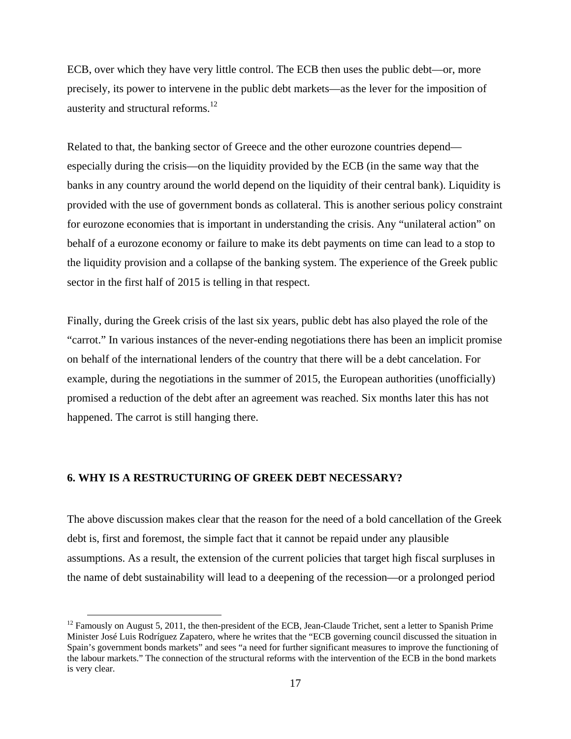ECB, over which they have very little control. The ECB then uses the public debt—or, more precisely, its power to intervene in the public debt markets—as the lever for the imposition of austerity and structural reforms.[12]

Related to that, the banking sector of Greece and the other eurozone countries depend—especially during the crisis—on the liquidity provided by the ECB (in the same way that the banks in any country around the world depend on the liquidity of their central bank). Liquidity is provided with the use of government bonds as collateral. This is another serious policy constraint for eurozone economies that is important in understanding the crisis. Any "unilateral action" on behalf of a eurozone economy or failure to make its debt payments on time can lead to a stop to the liquidity provision and a collapse of the banking system. The experience of the Greek public sector in the first half of 2015 is telling in that respect.

Finally, during the Greek crisis of the last six years, public debt has also played the role of the "carrot." In various instances of the never-ending negotiations there has been an implicit promise on behalf of the international lenders of the country that there will be a debt cancelation. For example, during the negotiations in the summer of 2015, the European authorities (unofficially) promised a reduction of the debt after an agreement was reached. Six months later this has not happened. The carrot is still hanging there.

## 6. WHY IS A RESTRUCTURING OF GREEK DEBT NECESSARY?

The above discussion makes clear that the reason for the need of a bold cancellation of the Greek debt is, first and foremost, the simple fact that it cannot be repaid under any plausible assumptions. As a result, the extension of the current policies that target high fiscal surpluses in the name of debt sustainability will lead to a deepening of the recession—or a prolonged period

[12] Famously on August 5, 2011, the then-president of the ECB, Jean-Claude Trichet, sent a letter to Spanish Prime Minister José Luis Rodríguez Zapatero, where he writes that the "ECB governing council discussed the situation in Spain's government bonds markets" and sees "a need for further significant measures to improve the functioning of the labour markets." The connection of the structural reforms with the intervention of the ECB in the bond markets is very clear.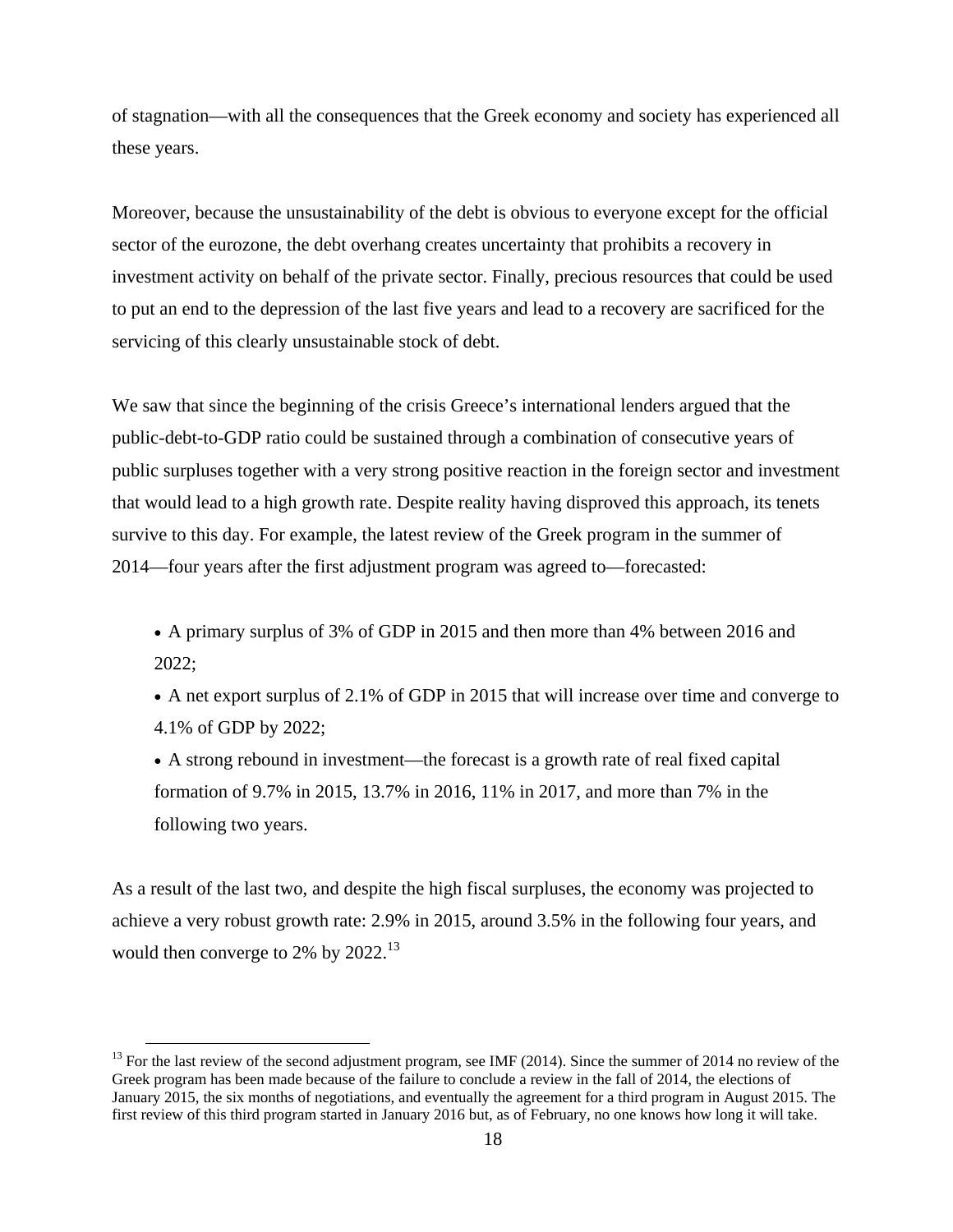of stagnation—with all the consequences that the Greek economy and society has experienced all these years.

Moreover, because the unsustainability of the debt is obvious to everyone except for the official sector of the eurozone, the debt overhang creates uncertainty that prohibits a recovery in investment activity on behalf of the private sector. Finally, precious resources that could be used to put an end to the depression of the last five years and lead to a recovery are sacrificed for the servicing of this clearly unsustainable stock of debt.

We saw that since the beginning of the crisis Greece's international lenders argued that the public-debt-to-GDP ratio could be sustained through a combination of consecutive years of public surpluses together with a very strong positive reaction in the foreign sector and investment that would lead to a high growth rate. Despite reality having disproved this approach, its tenets survive to this day. For example, the latest review of the Greek program in the summer of 2014—four years after the first adjustment program was agreed to—forecasted:

- A primary surplus of 3% of GDP in 2015 and then more than 4% between 2016 and 2022;
- A net export surplus of 2.1% of GDP in 2015 that will increase over time and converge to 4.1% of GDP by 2022;
- A strong rebound in investment—the forecast is a growth rate of real fixed capital formation of 9.7% in 2015, 13.7% in 2016, 11% in 2017, and more than 7% in the following two years.

As a result of the last two, and despite the high fiscal surpluses, the economy was projected to achieve a very robust growth rate: 2.9% in 2015, around 3.5% in the following four years, and would then converge to 2% by 2022.[13]

[13] For the last review of the second adjustment program, see IMF (2014). Since the summer of 2014 no review of the Greek program has been made because of the failure to conclude a review in the fall of 2014, the elections of January 2015, the six months of negotiations, and eventually the agreement for a third program in August 2015. The first review of this third program started in January 2016 but, as of February, no one knows how long it will take.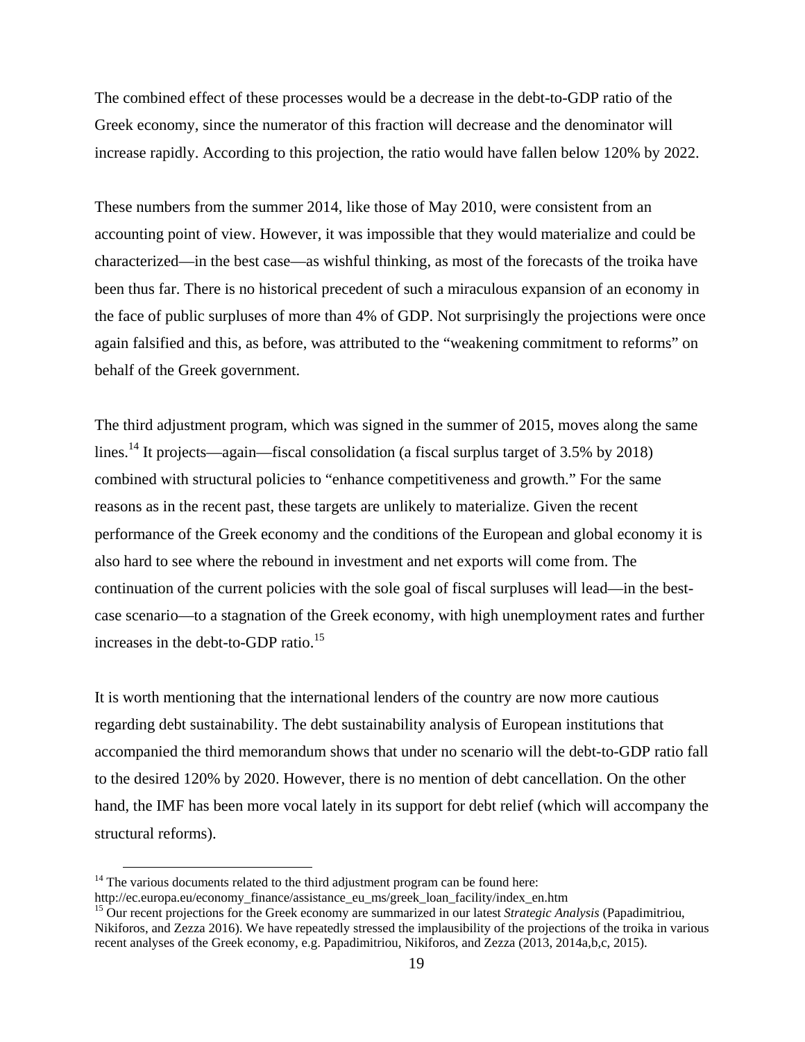The combined effect of these processes would be a decrease in the debt-to-GDP ratio of the Greek economy, since the numerator of this fraction will decrease and the denominator will increase rapidly. According to this projection, the ratio would have fallen below 120% by 2022.

These numbers from the summer 2014, like those of May 2010, were consistent from an accounting point of view. However, it was impossible that they would materialize and could be characterized—in the best case—as wishful thinking, as most of the forecasts of the troika have been thus far. There is no historical precedent of such a miraculous expansion of an economy in the face of public surpluses of more than 4% of GDP. Not surprisingly the projections were once again falsified and this, as before, was attributed to the "weakening commitment to reforms" on behalf of the Greek government.

The third adjustment program, which was signed in the summer of 2015, moves along the same lines.[14] It projects—again—fiscal consolidation (a fiscal surplus target of 3.5% by 2018) combined with structural policies to "enhance competitiveness and growth." For the same reasons as in the recent past, these targets are unlikely to materialize. Given the recent performance of the Greek economy and the conditions of the European and global economy it is also hard to see where the rebound in investment and net exports will come from. The continuation of the current policies with the sole goal of fiscal surpluses will lead—in the best-case scenario—to a stagnation of the Greek economy, with high unemployment rates and further increases in the debt-to-GDP ratio.[15]

It is worth mentioning that the international lenders of the country are now more cautious regarding debt sustainability. The debt sustainability analysis of European institutions that accompanied the third memorandum shows that under no scenario will the debt-to-GDP ratio fall to the desired 120% by 2020. However, there is no mention of debt cancellation. On the other hand, the IMF has been more vocal lately in its support for debt relief (which will accompany the structural reforms).

[14] The various documents related to the third adjustment program can be found here: http://ec.europa.eu/economy_finance/assistance_eu_ms/greek_loan_facility/index_en.htm

[15] Our recent projections for the Greek economy are summarized in our latest *Strategic Analysis* (Papadimitriou, Nikiforos, and Zezza 2016). We have repeatedly stressed the implausibility of the projections of the troika in various recent analyses of the Greek economy, e.g. Papadimitriou, Nikiforos, and Zezza (2013, 2014a,b,c, 2015).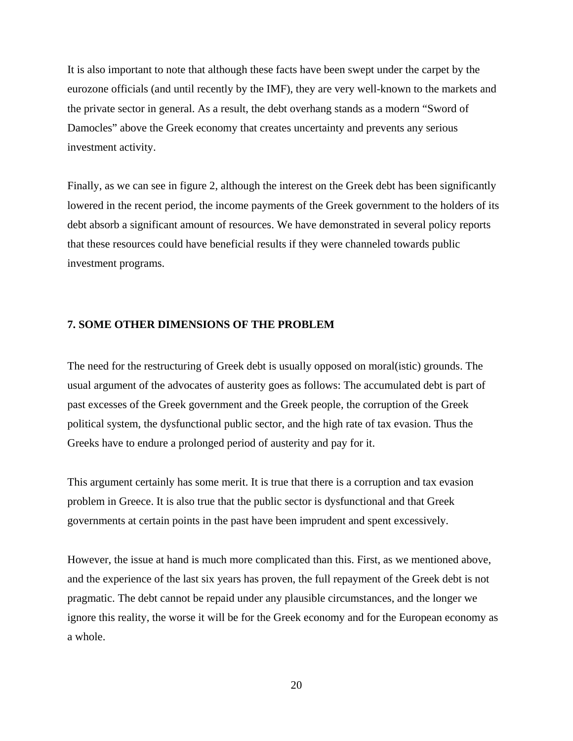It is also important to note that although these facts have been swept under the carpet by the eurozone officials (and until recently by the IMF), they are very well-known to the markets and the private sector in general. As a result, the debt overhang stands as a modern "Sword of Damocles" above the Greek economy that creates uncertainty and prevents any serious investment activity.

Finally, as we can see in figure 2, although the interest on the Greek debt has been significantly lowered in the recent period, the income payments of the Greek government to the holders of its debt absorb a significant amount of resources. We have demonstrated in several policy reports that these resources could have beneficial results if they were channeled towards public investment programs.

## 7. SOME OTHER DIMENSIONS OF THE PROBLEM

The need for the restructuring of Greek debt is usually opposed on moral(istic) grounds. The usual argument of the advocates of austerity goes as follows: The accumulated debt is part of past excesses of the Greek government and the Greek people, the corruption of the Greek political system, the dysfunctional public sector, and the high rate of tax evasion. Thus the Greeks have to endure a prolonged period of austerity and pay for it.

This argument certainly has some merit. It is true that there is a corruption and tax evasion problem in Greece. It is also true that the public sector is dysfunctional and that Greek governments at certain points in the past have been imprudent and spent excessively.

However, the issue at hand is much more complicated than this. First, as we mentioned above, and the experience of the last six years has proven, the full repayment of the Greek debt is not pragmatic. The debt cannot be repaid under any plausible circumstances, and the longer we ignore this reality, the worse it will be for the Greek economy and for the European economy as a whole.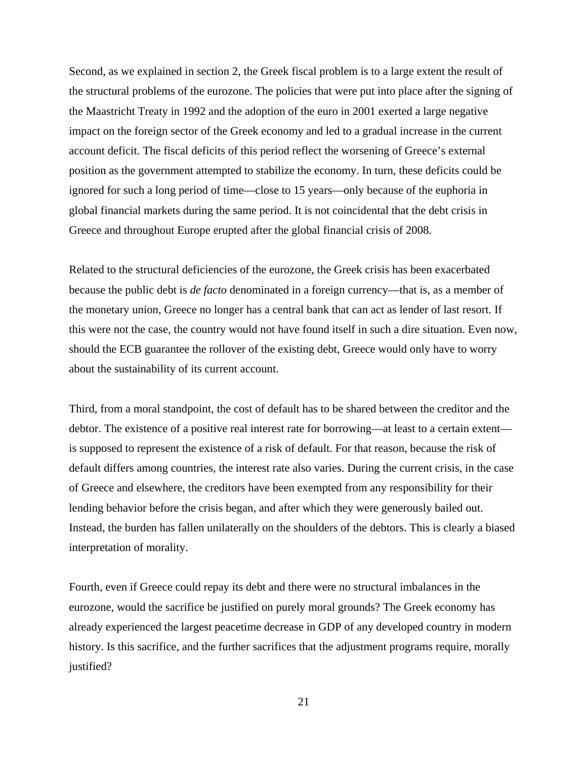Second, as we explained in section 2, the Greek fiscal problem is to a large extent the result of the structural problems of the eurozone. The policies that were put into place after the signing of the Maastricht Treaty in 1992 and the adoption of the euro in 2001 exerted a large negative impact on the foreign sector of the Greek economy and led to a gradual increase in the current account deficit. The fiscal deficits of this period reflect the worsening of Greece's external position as the government attempted to stabilize the economy. In turn, these deficits could be ignored for such a long period of time—close to 15 years—only because of the euphoria in global financial markets during the same period. It is not coincidental that the debt crisis in Greece and throughout Europe erupted after the global financial crisis of 2008.

Related to the structural deficiencies of the eurozone, the Greek crisis has been exacerbated because the public debt is *de facto* denominated in a foreign currency—that is, as a member of the monetary union, Greece no longer has a central bank that can act as lender of last resort. If this were not the case, the country would not have found itself in such a dire situation. Even now, should the ECB guarantee the rollover of the existing debt, Greece would only have to worry about the sustainability of its current account.

Third, from a moral standpoint, the cost of default has to be shared between the creditor and the debtor. The existence of a positive real interest rate for borrowing—at least to a certain extent—is supposed to represent the existence of a risk of default. For that reason, because the risk of default differs among countries, the interest rate also varies. During the current crisis, in the case of Greece and elsewhere, the creditors have been exempted from any responsibility for their lending behavior before the crisis began, and after which they were generously bailed out. Instead, the burden has fallen unilaterally on the shoulders of the debtors. This is clearly a biased interpretation of morality.

Fourth, even if Greece could repay its debt and there were no structural imbalances in the eurozone, would the sacrifice be justified on purely moral grounds? The Greek economy has already experienced the largest peacetime decrease in GDP of any developed country in modern history. Is this sacrifice, and the further sacrifices that the adjustment programs require, morally justified?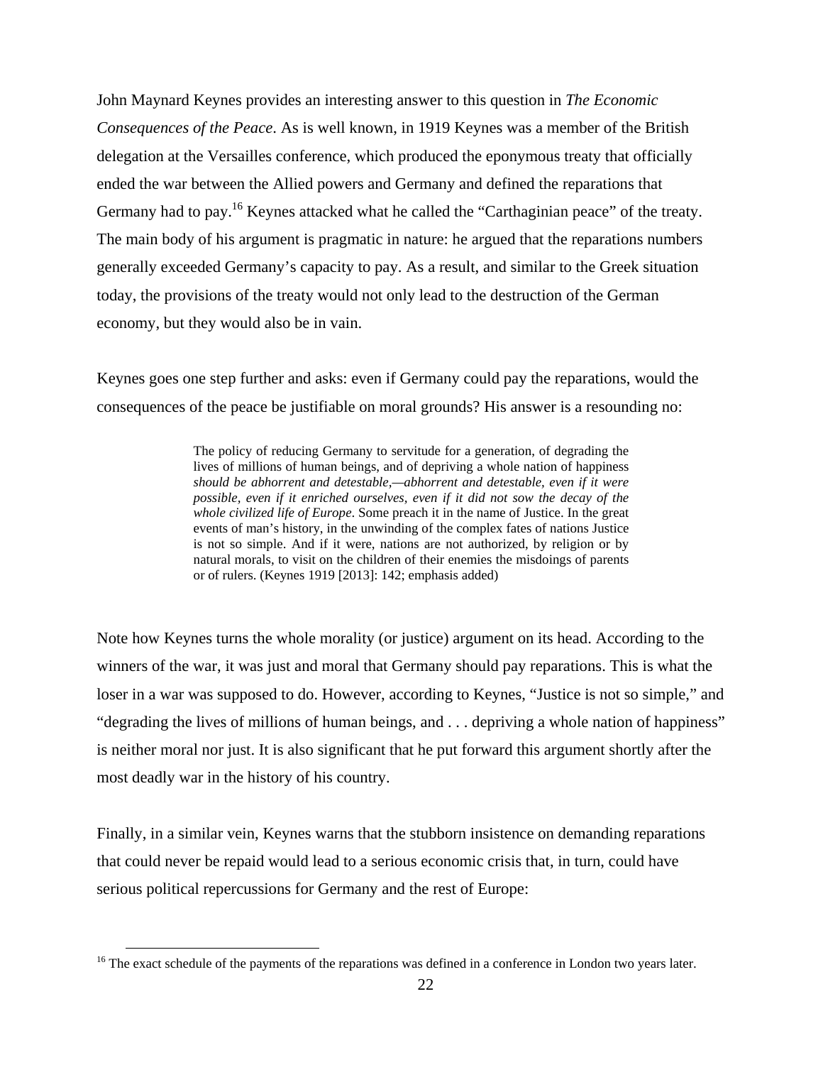John Maynard Keynes provides an interesting answer to this question in *The Economic Consequences of the Peace*. As is well known, in 1919 Keynes was a member of the British delegation at the Versailles conference, which produced the eponymous treaty that officially ended the war between the Allied powers and Germany and defined the reparations that Germany had to pay.[16] Keynes attacked what he called the "Carthaginian peace" of the treaty. The main body of his argument is pragmatic in nature: he argued that the reparations numbers generally exceeded Germany's capacity to pay. As a result, and similar to the Greek situation today, the provisions of the treaty would not only lead to the destruction of the German economy, but they would also be in vain.

Keynes goes one step further and asks: even if Germany could pay the reparations, would the consequences of the peace be justifiable on moral grounds? His answer is a resounding no:

> The policy of reducing Germany to servitude for a generation, of degrading the lives of millions of human beings, and of depriving a whole nation of happiness *should be abhorrent and detestable,—abhorrent and detestable, even if it were possible, even if it enriched ourselves, even if it did not sow the decay of the whole civilized life of Europe*. Some preach it in the name of Justice. In the great events of man's history, in the unwinding of the complex fates of nations Justice is not so simple. And if it were, nations are not authorized, by religion or by natural morals, to visit on the children of their enemies the misdoings of parents or of rulers. (Keynes 1919 [2013]: 142; emphasis added)

Note how Keynes turns the whole morality (or justice) argument on its head. According to the winners of the war, it was just and moral that Germany should pay reparations. This is what the loser in a war was supposed to do. However, according to Keynes, "Justice is not so simple," and "degrading the lives of millions of human beings, and . . . depriving a whole nation of happiness" is neither moral nor just. It is also significant that he put forward this argument shortly after the most deadly war in the history of his country.

Finally, in a similar vein, Keynes warns that the stubborn insistence on demanding reparations that could never be repaid would lead to a serious economic crisis that, in turn, could have serious political repercussions for Germany and the rest of Europe:

[16] The exact schedule of the payments of the reparations was defined in a conference in London two years later.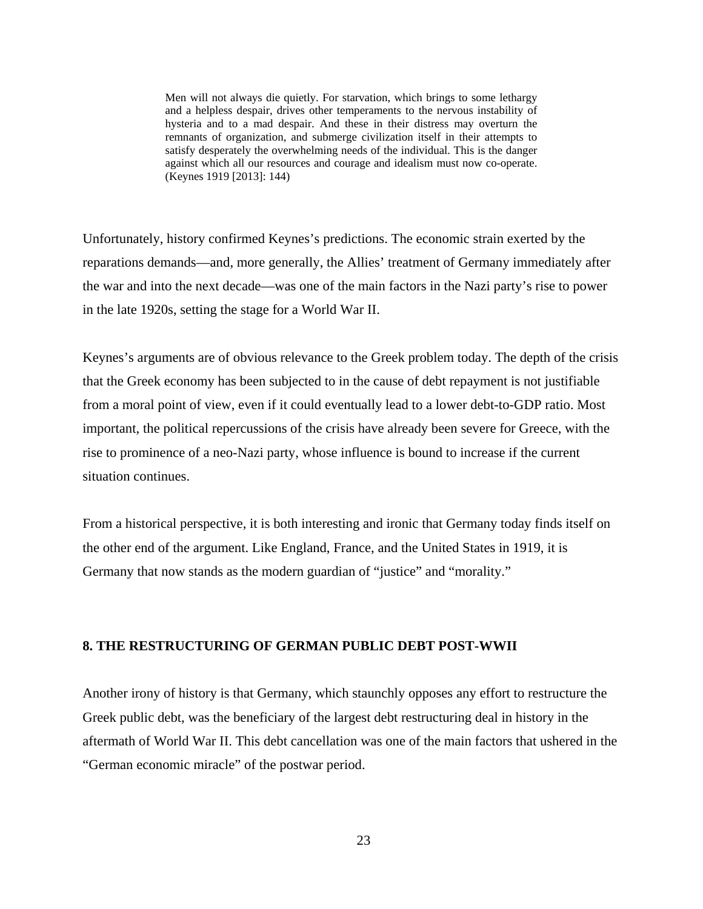> Men will not always die quietly. For starvation, which brings to some lethargy and a helpless despair, drives other temperaments to the nervous instability of hysteria and to a mad despair. And these in their distress may overturn the remnants of organization, and submerge civilization itself in their attempts to satisfy desperately the overwhelming needs of the individual. This is the danger against which all our resources and courage and idealism must now co-operate. (Keynes 1919 [2013]: 144)

Unfortunately, history confirmed Keynes's predictions. The economic strain exerted by the reparations demands—and, more generally, the Allies' treatment of Germany immediately after the war and into the next decade—was one of the main factors in the Nazi party's rise to power in the late 1920s, setting the stage for a World War II.

Keynes's arguments are of obvious relevance to the Greek problem today. The depth of the crisis that the Greek economy has been subjected to in the cause of debt repayment is not justifiable from a moral point of view, even if it could eventually lead to a lower debt-to-GDP ratio. Most important, the political repercussions of the crisis have already been severe for Greece, with the rise to prominence of a neo-Nazi party, whose influence is bound to increase if the current situation continues.

From a historical perspective, it is both interesting and ironic that Germany today finds itself on the other end of the argument. Like England, France, and the United States in 1919, it is Germany that now stands as the modern guardian of "justice" and "morality."

## 8. THE RESTRUCTURING OF GERMAN PUBLIC DEBT POST-WWII

Another irony of history is that Germany, which staunchly opposes any effort to restructure the Greek public debt, was the beneficiary of the largest debt restructuring deal in history in the aftermath of World War II. This debt cancellation was one of the main factors that ushered in the "German economic miracle" of the postwar period.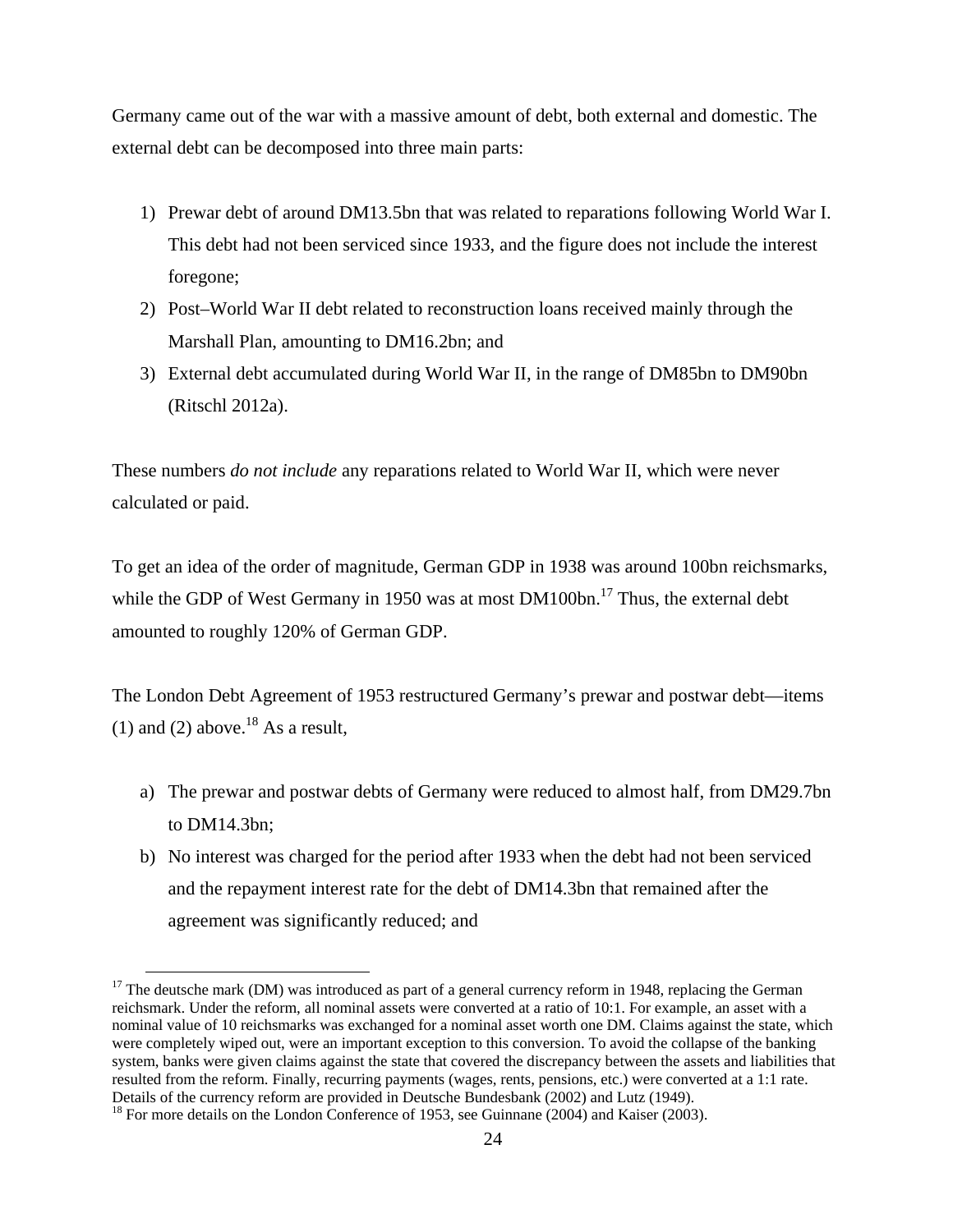Germany came out of the war with a massive amount of debt, both external and domestic. The external debt can be decomposed into three main parts:

1) Prewar debt of around DM13.5bn that was related to reparations following World War I. This debt had not been serviced since 1933, and the figure does not include the interest foregone;
2) Post–World War II debt related to reconstruction loans received mainly through the Marshall Plan, amounting to DM16.2bn; and
3) External debt accumulated during World War II, in the range of DM85bn to DM90bn (Ritschl 2012a).

These numbers *do not include* any reparations related to World War II, which were never calculated or paid.

To get an idea of the order of magnitude, German GDP in 1938 was around 100bn reichsmarks, while the GDP of West Germany in 1950 was at most DM100bn.[17] Thus, the external debt amounted to roughly 120% of German GDP.

The London Debt Agreement of 1953 restructured Germany's prewar and postwar debt—items (1) and (2) above.[18] As a result,

a) The prewar and postwar debts of Germany were reduced to almost half, from DM29.7bn to DM14.3bn;
b) No interest was charged for the period after 1933 when the debt had not been serviced and the repayment interest rate for the debt of DM14.3bn that remained after the agreement was significantly reduced; and

[17] The deutsche mark (DM) was introduced as part of a general currency reform in 1948, replacing the German reichsmark. Under the reform, all nominal assets were converted at a ratio of 10:1. For example, an asset with a nominal value of 10 reichsmarks was exchanged for a nominal asset worth one DM. Claims against the state, which were completely wiped out, were an important exception to this conversion. To avoid the collapse of the banking system, banks were given claims against the state that covered the discrepancy between the assets and liabilities that resulted from the reform. Finally, recurring payments (wages, rents, pensions, etc.) were converted at a 1:1 rate. Details of the currency reform are provided in Deutsche Bundesbank (2002) and Lutz (1949).

[18] For more details on the London Conference of 1953, see Guinnane (2004) and Kaiser (2003).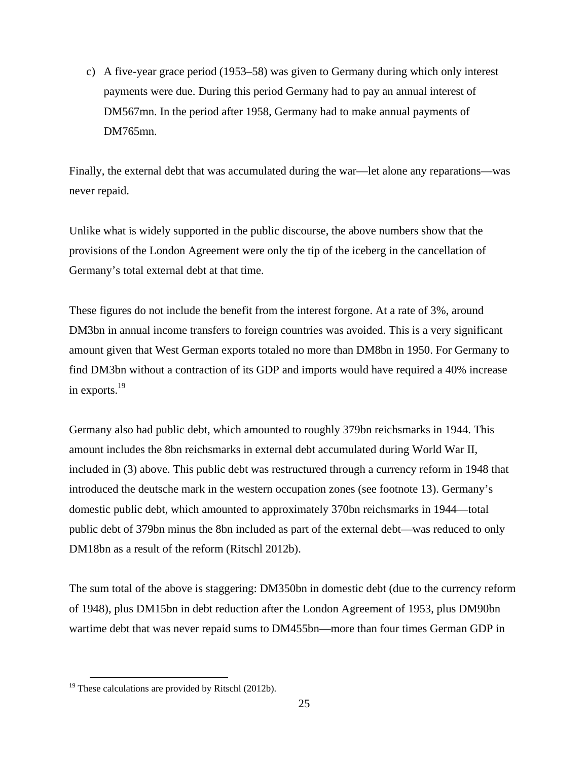c) A five-year grace period (1953–58) was given to Germany during which only interest payments were due. During this period Germany had to pay an annual interest of DM567mn. In the period after 1958, Germany had to make annual payments of DM765mn.

Finally, the external debt that was accumulated during the war—let alone any reparations—was never repaid.

Unlike what is widely supported in the public discourse, the above numbers show that the provisions of the London Agreement were only the tip of the iceberg in the cancellation of Germany's total external debt at that time.

These figures do not include the benefit from the interest forgone. At a rate of 3%, around DM3bn in annual income transfers to foreign countries was avoided. This is a very significant amount given that West German exports totaled no more than DM8bn in 1950. For Germany to find DM3bn without a contraction of its GDP and imports would have required a 40% increase in exports.[19]

Germany also had public debt, which amounted to roughly 379bn reichsmarks in 1944. This amount includes the 8bn reichsmarks in external debt accumulated during World War II, included in (3) above. This public debt was restructured through a currency reform in 1948 that introduced the deutsche mark in the western occupation zones (see footnote 13). Germany's domestic public debt, which amounted to approximately 370bn reichsmarks in 1944—total public debt of 379bn minus the 8bn included as part of the external debt—was reduced to only DM18bn as a result of the reform (Ritschl 2012b).

The sum total of the above is staggering: DM350bn in domestic debt (due to the currency reform of 1948), plus DM15bn in debt reduction after the London Agreement of 1953, plus DM90bn wartime debt that was never repaid sums to DM455bn—more than four times German GDP in

[19] These calculations are provided by Ritschl (2012b).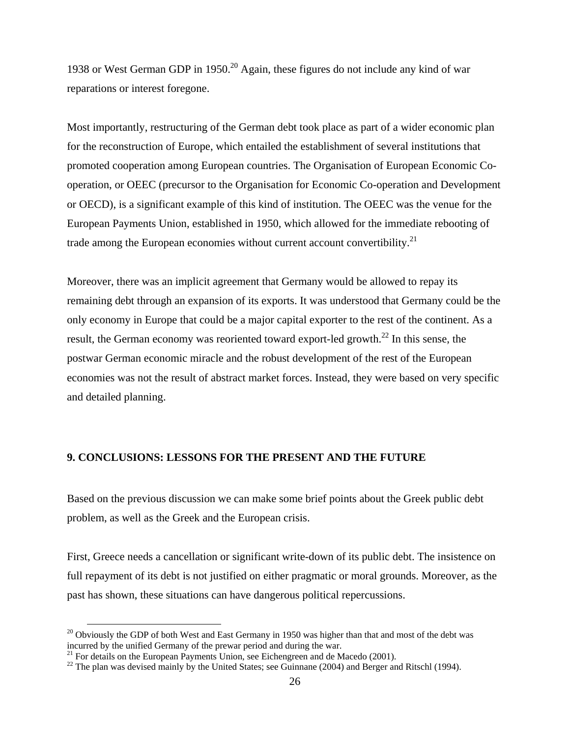1938 or West German GDP in 1950.[20] Again, these figures do not include any kind of war reparations or interest foregone.

Most importantly, restructuring of the German debt took place as part of a wider economic plan for the reconstruction of Europe, which entailed the establishment of several institutions that promoted cooperation among European countries. The Organisation of European Economic Co-operation, or OEEC (precursor to the Organisation for Economic Co-operation and Development or OECD), is a significant example of this kind of institution. The OEEC was the venue for the European Payments Union, established in 1950, which allowed for the immediate rebooting of trade among the European economies without current account convertibility.[21]

Moreover, there was an implicit agreement that Germany would be allowed to repay its remaining debt through an expansion of its exports. It was understood that Germany could be the only economy in Europe that could be a major capital exporter to the rest of the continent. As a result, the German economy was reoriented toward export-led growth.[22] In this sense, the postwar German economic miracle and the robust development of the rest of the European economies was not the result of abstract market forces. Instead, they were based on very specific and detailed planning.

## 9. CONCLUSIONS: LESSONS FOR THE PRESENT AND THE FUTURE

Based on the previous discussion we can make some brief points about the Greek public debt problem, as well as the Greek and the European crisis.

First, Greece needs a cancellation or significant write-down of its public debt. The insistence on full repayment of its debt is not justified on either pragmatic or moral grounds. Moreover, as the past has shown, these situations can have dangerous political repercussions.

[20] Obviously the GDP of both West and East Germany in 1950 was higher than that and most of the debt was incurred by the unified Germany of the prewar period and during the war.

[21] For details on the European Payments Union, see Eichengreen and de Macedo (2001).

[22] The plan was devised mainly by the United States; see Guinnane (2004) and Berger and Ritschl (1994).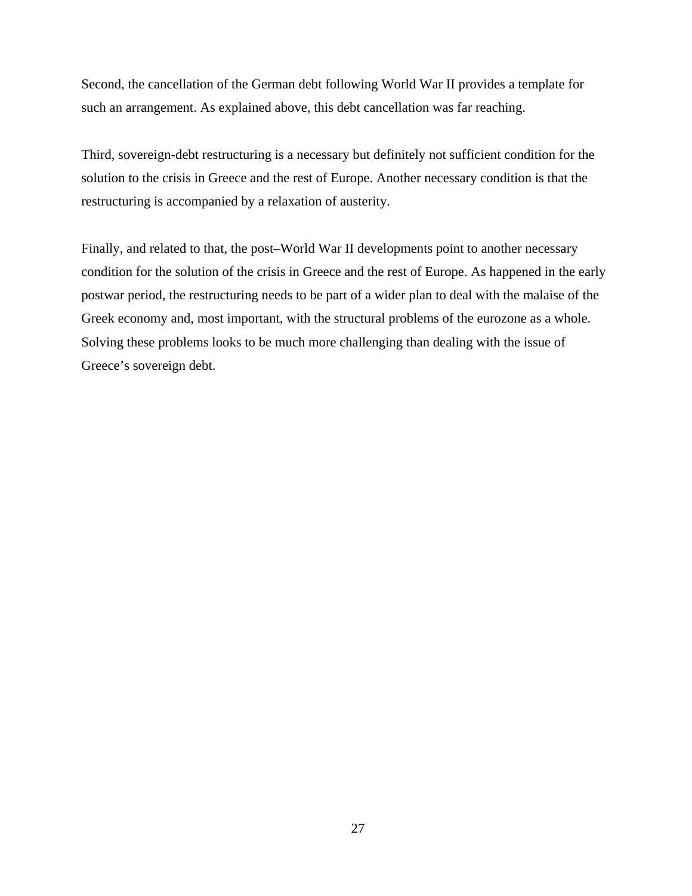Second, the cancellation of the German debt following World War II provides a template for such an arrangement. As explained above, this debt cancellation was far reaching.

Third, sovereign-debt restructuring is a necessary but definitely not sufficient condition for the solution to the crisis in Greece and the rest of Europe. Another necessary condition is that the restructuring is accompanied by a relaxation of austerity.

Finally, and related to that, the post–World War II developments point to another necessary condition for the solution of the crisis in Greece and the rest of Europe. As happened in the early postwar period, the restructuring needs to be part of a wider plan to deal with the malaise of the Greek economy and, most important, with the structural problems of the eurozone as a whole. Solving these problems looks to be much more challenging than dealing with the issue of Greece's sovereign debt.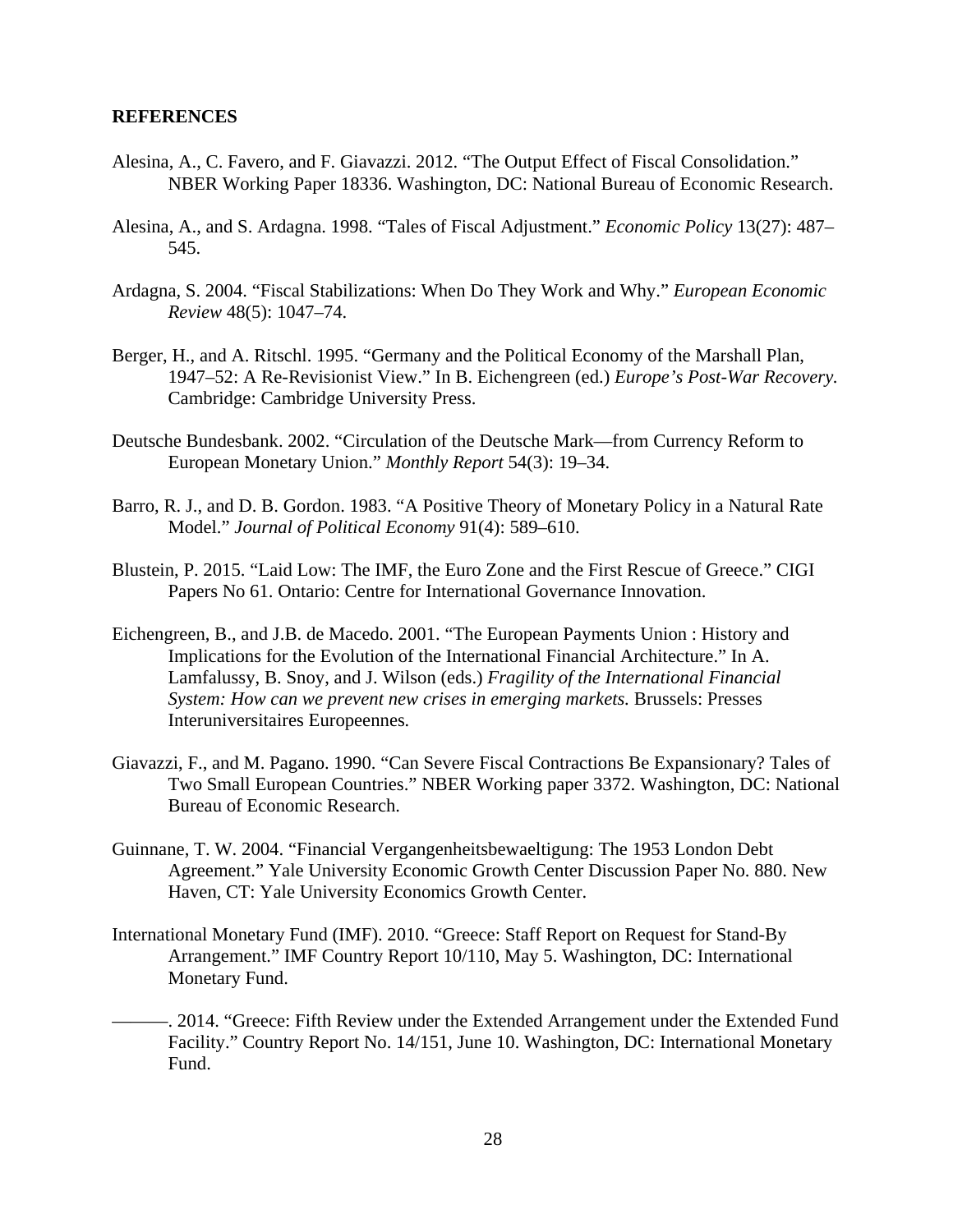## REFERENCES

Alesina, A., C. Favero, and F. Giavazzi. 2012. "The Output Effect of Fiscal Consolidation." NBER Working Paper 18336. Washington, DC: National Bureau of Economic Research.

Alesina, A., and S. Ardagna. 1998. "Tales of Fiscal Adjustment." *Economic Policy* 13(27): 487–545.

Ardagna, S. 2004. "Fiscal Stabilizations: When Do They Work and Why." *European Economic Review* 48(5): 1047–74.

Berger, H., and A. Ritschl. 1995. "Germany and the Political Economy of the Marshall Plan, 1947–52: A Re-Revisionist View." In B. Eichengreen (ed.) *Europe's Post-War Recovery.* Cambridge: Cambridge University Press.

Deutsche Bundesbank. 2002. "Circulation of the Deutsche Mark—from Currency Reform to European Monetary Union." *Monthly Report* 54(3): 19–34.

Barro, R. J., and D. B. Gordon. 1983. "A Positive Theory of Monetary Policy in a Natural Rate Model." *Journal of Political Economy* 91(4): 589–610.

Blustein, P. 2015. "Laid Low: The IMF, the Euro Zone and the First Rescue of Greece." CIGI Papers No 61. Ontario: Centre for International Governance Innovation.

Eichengreen, B., and J.B. de Macedo. 2001. "The European Payments Union : History and Implications for the Evolution of the International Financial Architecture." In A. Lamfalussy, B. Snoy, and J. Wilson (eds.) *Fragility of the International Financial System: How can we prevent new crises in emerging markets.* Brussels: Presses Interuniversitaires Europeennes.

Giavazzi, F., and M. Pagano. 1990. "Can Severe Fiscal Contractions Be Expansionary? Tales of Two Small European Countries." NBER Working paper 3372. Washington, DC: National Bureau of Economic Research.

Guinnane, T. W. 2004. "Financial Vergangenheitsbewaeltigung: The 1953 London Debt Agreement." Yale University Economic Growth Center Discussion Paper No. 880. New Haven, CT: Yale University Economics Growth Center.

International Monetary Fund (IMF). 2010. "Greece: Staff Report on Request for Stand-By Arrangement." IMF Country Report 10/110, May 5. Washington, DC: International Monetary Fund.

———. 2014. "Greece: Fifth Review under the Extended Arrangement under the Extended Fund Facility." Country Report No. 14/151, June 10. Washington, DC: International Monetary Fund.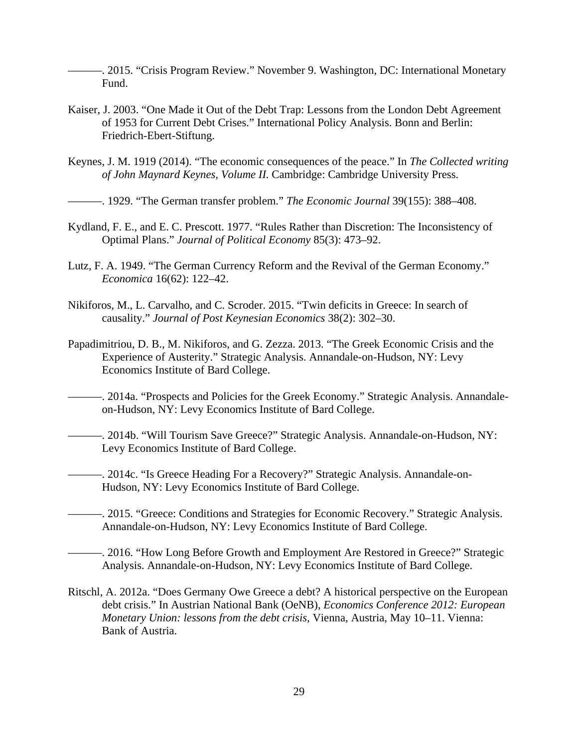———. 2015. "Crisis Program Review." November 9. Washington, DC: International Monetary Fund.

Kaiser, J. 2003. "One Made it Out of the Debt Trap: Lessons from the London Debt Agreement of 1953 for Current Debt Crises." International Policy Analysis. Bonn and Berlin: Friedrich-Ebert-Stiftung.

Keynes, J. M. 1919 (2014). "The economic consequences of the peace." In *The Collected writing of John Maynard Keynes, Volume II.* Cambridge: Cambridge University Press.

———. 1929. "The German transfer problem." *The Economic Journal* 39(155): 388–408.

Kydland, F. E., and E. C. Prescott. 1977. "Rules Rather than Discretion: The Inconsistency of Optimal Plans." *Journal of Political Economy* 85(3): 473–92.

Lutz, F. A. 1949. "The German Currency Reform and the Revival of the German Economy." *Economica* 16(62): 122–42.

Nikiforos, M., L. Carvalho, and C. Scroder. 2015. "Twin deficits in Greece: In search of causality." *Journal of Post Keynesian Economics* 38(2): 302–30.

Papadimitriou, D. B., M. Nikiforos, and G. Zezza. 2013. "The Greek Economic Crisis and the Experience of Austerity." Strategic Analysis. Annandale-on-Hudson, NY: Levy Economics Institute of Bard College.

———. 2014a. "Prospects and Policies for the Greek Economy." Strategic Analysis. Annandale-on-Hudson, NY: Levy Economics Institute of Bard College.

———. 2014b. "Will Tourism Save Greece?" Strategic Analysis. Annandale-on-Hudson, NY: Levy Economics Institute of Bard College.

———. 2014c. "Is Greece Heading For a Recovery?" Strategic Analysis. Annandale-on-Hudson, NY: Levy Economics Institute of Bard College.

———. 2015. "Greece: Conditions and Strategies for Economic Recovery." Strategic Analysis. Annandale-on-Hudson, NY: Levy Economics Institute of Bard College.

———. 2016. "How Long Before Growth and Employment Are Restored in Greece?" Strategic Analysis. Annandale-on-Hudson, NY: Levy Economics Institute of Bard College.

Ritschl, A. 2012a. "Does Germany Owe Greece a debt? A historical perspective on the European debt crisis." In Austrian National Bank (OeNB), *Economics Conference 2012: European Monetary Union: lessons from the debt crisis*, Vienna, Austria, May 10–11. Vienna: Bank of Austria.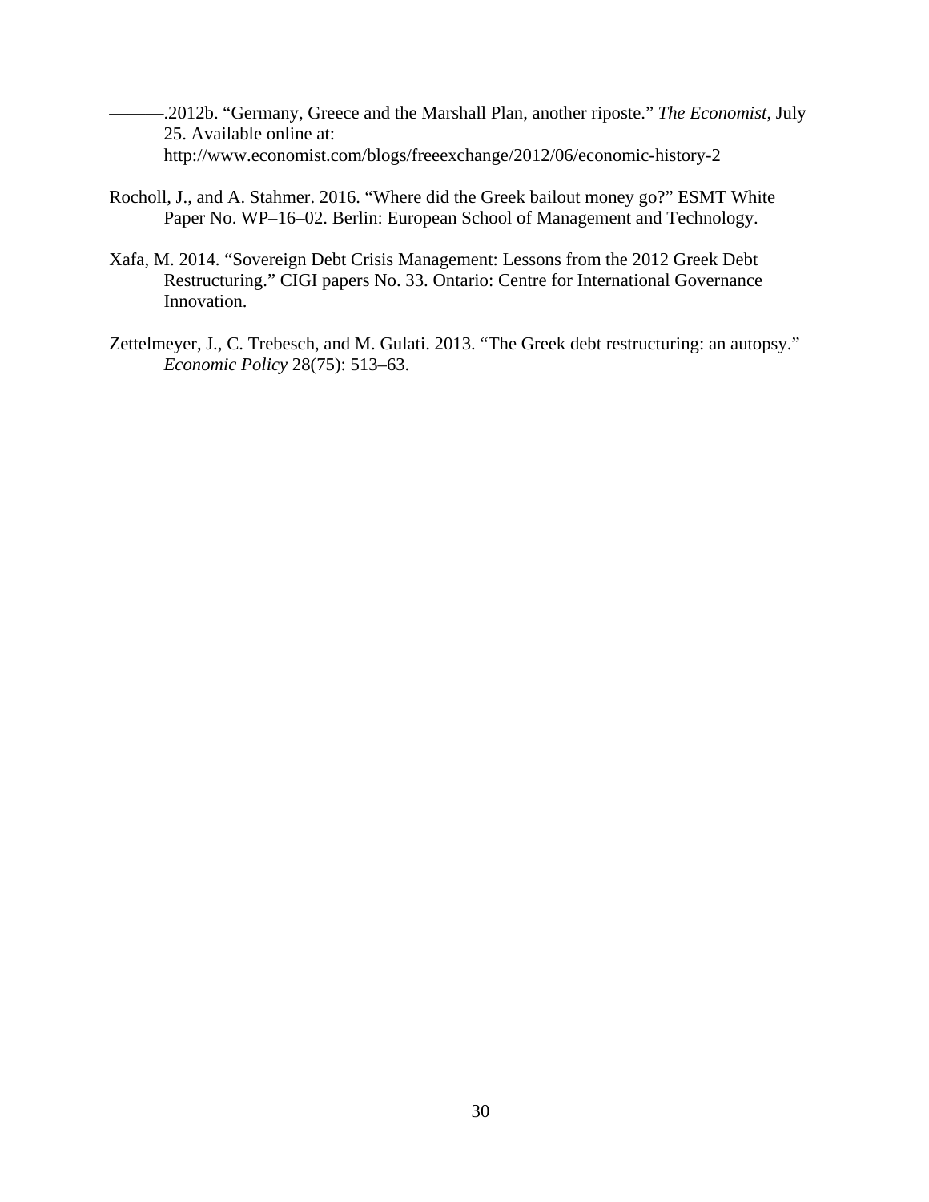———.2012b. “Germany, Greece and the Marshall Plan, another riposte.” *The Economist*, July 25. Available online at: http://www.economist.com/blogs/freeexchange/2012/06/economic-history-2

Rocholl, J., and A. Stahmer. 2016. “Where did the Greek bailout money go?” ESMT White Paper No. WP–16–02. Berlin: European School of Management and Technology.

Xafa, M. 2014. “Sovereign Debt Crisis Management: Lessons from the 2012 Greek Debt Restructuring.” CIGI papers No. 33. Ontario: Centre for International Governance Innovation.

Zettelmeyer, J., C. Trebesch, and M. Gulati. 2013. “The Greek debt restructuring: an autopsy.” *Economic Policy* 28(75): 513–63.